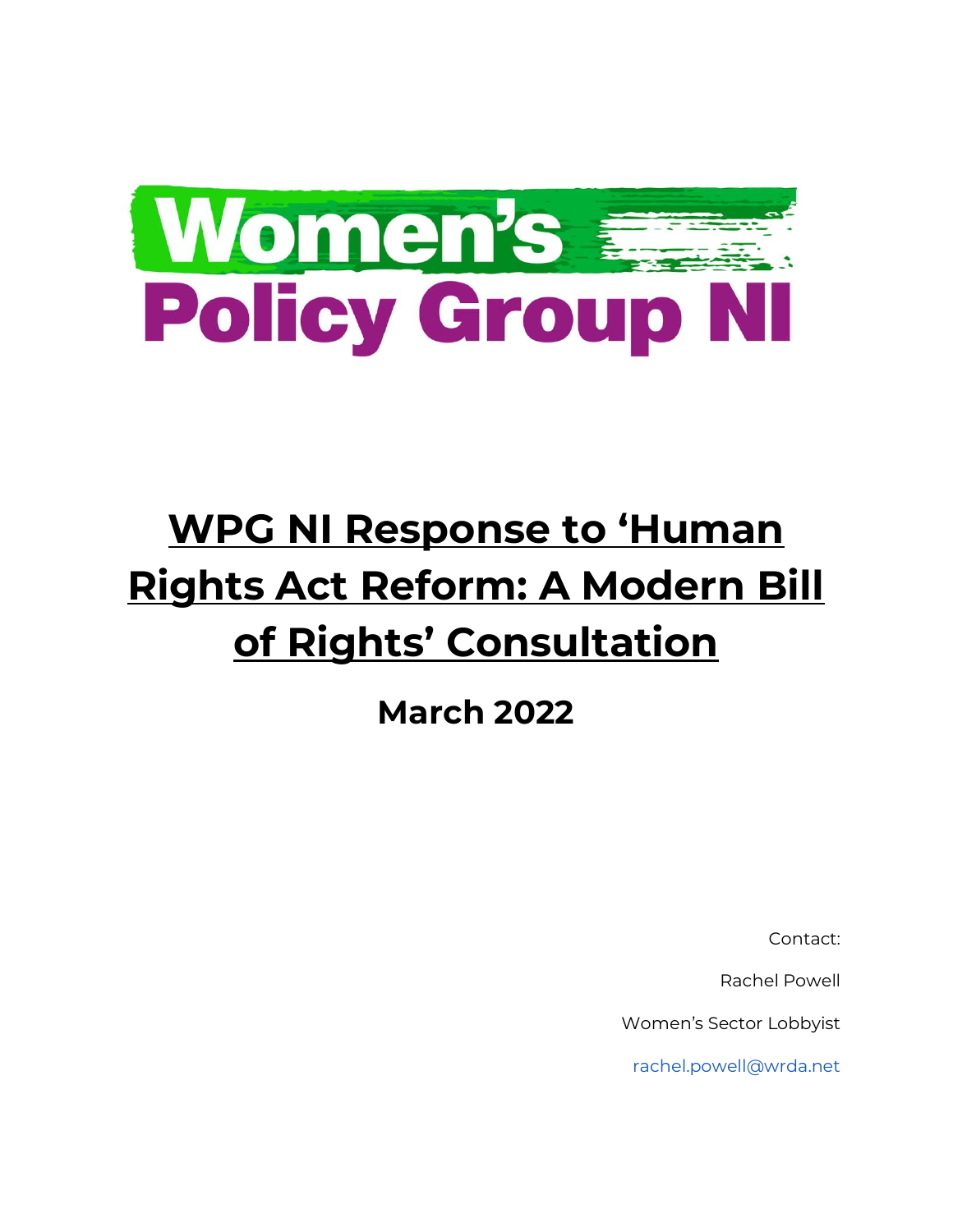Women's Policy Group NI

# WPG NI Response to 'Human Rights Act Reform: A Modern Bill of Rights' Consultation

## March 2022

Contact:

Rachel Powell

Women's Sector Lobbyist

rachel.powell@wrda.net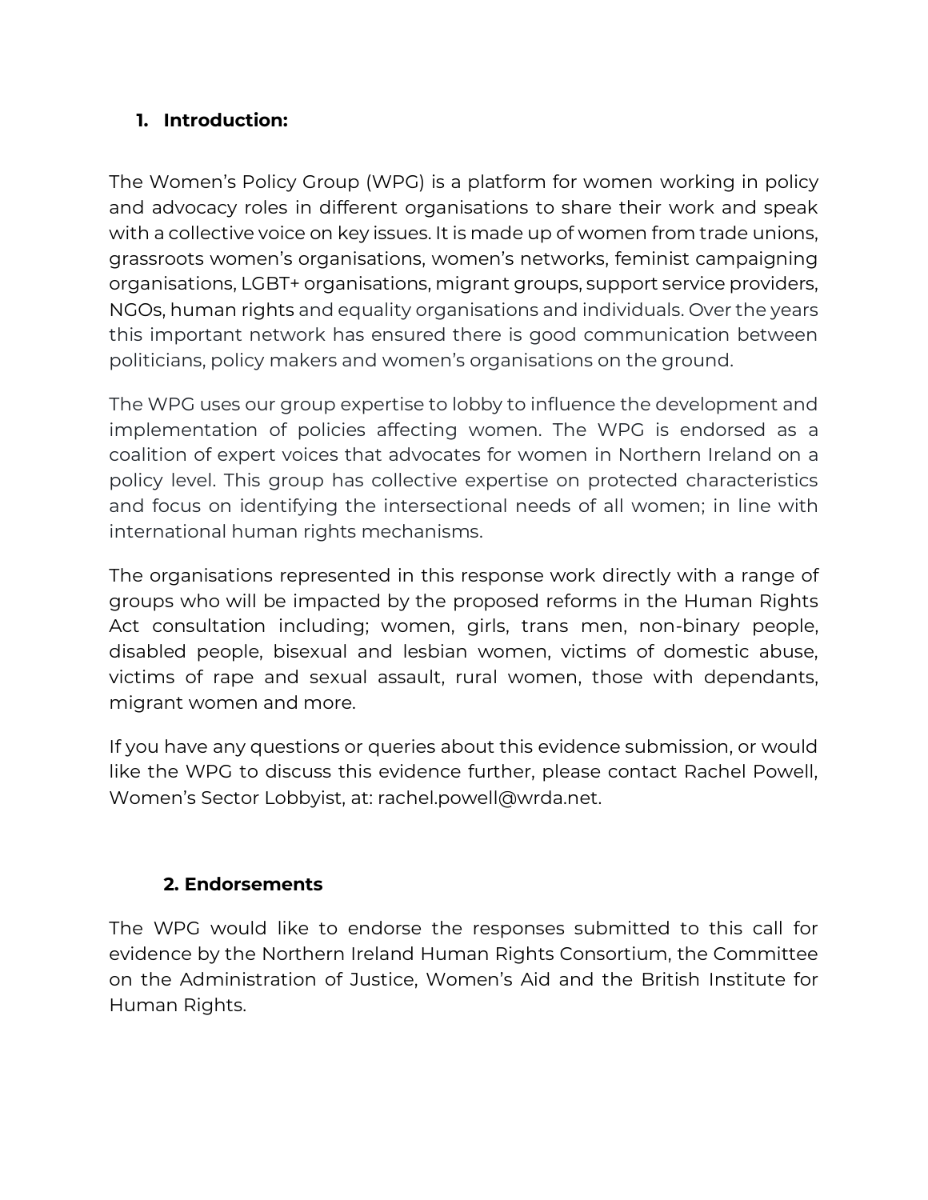## 1. Introduction:

The Women's Policy Group (WPG) is a platform for women working in policy and advocacy roles in different organisations to share their work and speak with a collective voice on key issues. It is made up of women from trade unions, grassroots women's organisations, women's networks, feminist campaigning organisations, LGBT+ organisations, migrant groups, support service providers, NGOs, human rights and equality organisations and individuals. Over the years this important network has ensured there is good communication between politicians, policy makers and women's organisations on the ground.

The WPG uses our group expertise to lobby to influence the development and implementation of policies affecting women. The WPG is endorsed as a coalition of expert voices that advocates for women in Northern Ireland on a policy level. This group has collective expertise on protected characteristics and focus on identifying the intersectional needs of all women; in line with international human rights mechanisms.

The organisations represented in this response work directly with a range of groups who will be impacted by the proposed reforms in the Human Rights Act consultation including; women, girls, trans men, non-binary people, disabled people, bisexual and lesbian women, victims of domestic abuse, victims of rape and sexual assault, rural women, those with dependants, migrant women and more.

If you have any questions or queries about this evidence submission, or would like the WPG to discuss this evidence further, please contact Rachel Powell, Women's Sector Lobbyist, at: rachel.powell@wrda.net.

## 2. Endorsements

The WPG would like to endorse the responses submitted to this call for evidence by the Northern Ireland Human Rights Consortium, the Committee on the Administration of Justice, Women's Aid and the British Institute for Human Rights.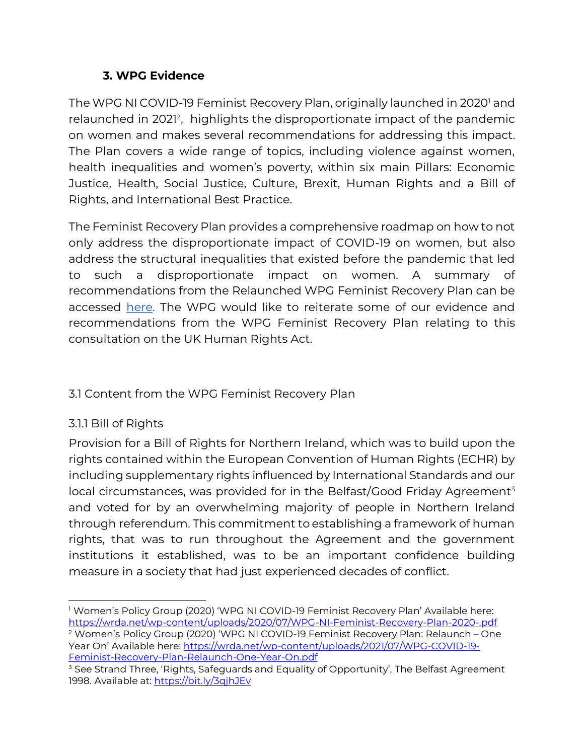### 3. WPG Evidence

The WPG NI COVID-19 Feminist Recovery Plan, originally launched in 2020[1] and relaunched in 2021[2], highlights the disproportionate impact of the pandemic on women and makes several recommendations for addressing this impact. The Plan covers a wide range of topics, including violence against women, health inequalities and women's poverty, within six main Pillars: Economic Justice, Health, Social Justice, Culture, Brexit, Human Rights and a Bill of Rights, and International Best Practice.

The Feminist Recovery Plan provides a comprehensive roadmap on how to not only address the disproportionate impact of COVID-19 on women, but also address the structural inequalities that existed before the pandemic that led to such a disproportionate impact on women. A summary of recommendations from the Relaunched WPG Feminist Recovery Plan can be accessed [here](). The WPG would like to reiterate some of our evidence and recommendations from the WPG Feminist Recovery Plan relating to this consultation on the UK Human Rights Act.

3.1 Content from the WPG Feminist Recovery Plan

3.1.1 Bill of Rights

Provision for a Bill of Rights for Northern Ireland, which was to build upon the rights contained within the European Convention of Human Rights (ECHR) by including supplementary rights influenced by International Standards and our local circumstances, was provided for in the Belfast/Good Friday Agreement[3] and voted for by an overwhelming majority of people in Northern Ireland through referendum. This commitment to establishing a framework of human rights, that was to run throughout the Agreement and the government institutions it established, was to be an important confidence building measure in a society that had just experienced decades of conflict.

---

[1] Women's Policy Group (2020) 'WPG NI COVID-19 Feminist Recovery Plan' Available here: https://wrda.net/wp-content/uploads/2020/07/WPG-NI-Feminist-Recovery-Plan-2020-.pdf

[2] Women's Policy Group (2020) 'WPG NI COVID-19 Feminist Recovery Plan: Relaunch – One Year On' Available here: https://wrda.net/wp-content/uploads/2021/07/WPG-COVID-19-Feminist-Recovery-Plan-Relaunch-One-Year-On.pdf

[3] See Strand Three, 'Rights, Safeguards and Equality of Opportunity', The Belfast Agreement 1998. Available at: https://bit.ly/3qjhJEv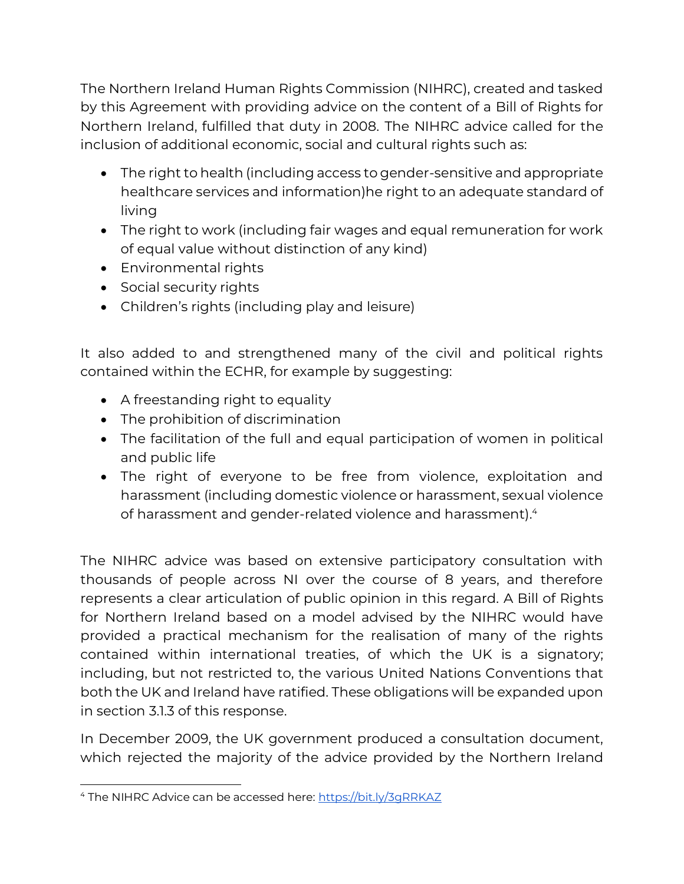The Northern Ireland Human Rights Commission (NIHRC), created and tasked by this Agreement with providing advice on the content of a Bill of Rights for Northern Ireland, fulfilled that duty in 2008. The NIHRC advice called for the inclusion of additional economic, social and cultural rights such as:

- The right to health (including access to gender-sensitive and appropriate healthcare services and information)he right to an adequate standard of living
- The right to work (including fair wages and equal remuneration for work of equal value without distinction of any kind)
- Environmental rights
- Social security rights
- Children's rights (including play and leisure)

It also added to and strengthened many of the civil and political rights contained within the ECHR, for example by suggesting:

- A freestanding right to equality
- The prohibition of discrimination
- The facilitation of the full and equal participation of women in political and public life
- The right of everyone to be free from violence, exploitation and harassment (including domestic violence or harassment, sexual violence of harassment and gender-related violence and harassment).[4]

The NIHRC advice was based on extensive participatory consultation with thousands of people across NI over the course of 8 years, and therefore represents a clear articulation of public opinion in this regard. A Bill of Rights for Northern Ireland based on a model advised by the NIHRC would have provided a practical mechanism for the realisation of many of the rights contained within international treaties, of which the UK is a signatory; including, but not restricted to, the various United Nations Conventions that both the UK and Ireland have ratified. These obligations will be expanded upon in section 3.1.3 of this response.

In December 2009, the UK government produced a consultation document, which rejected the majority of the advice provided by the Northern Ireland

[4] The NIHRC Advice can be accessed here: https://bit.ly/3gRRKAZ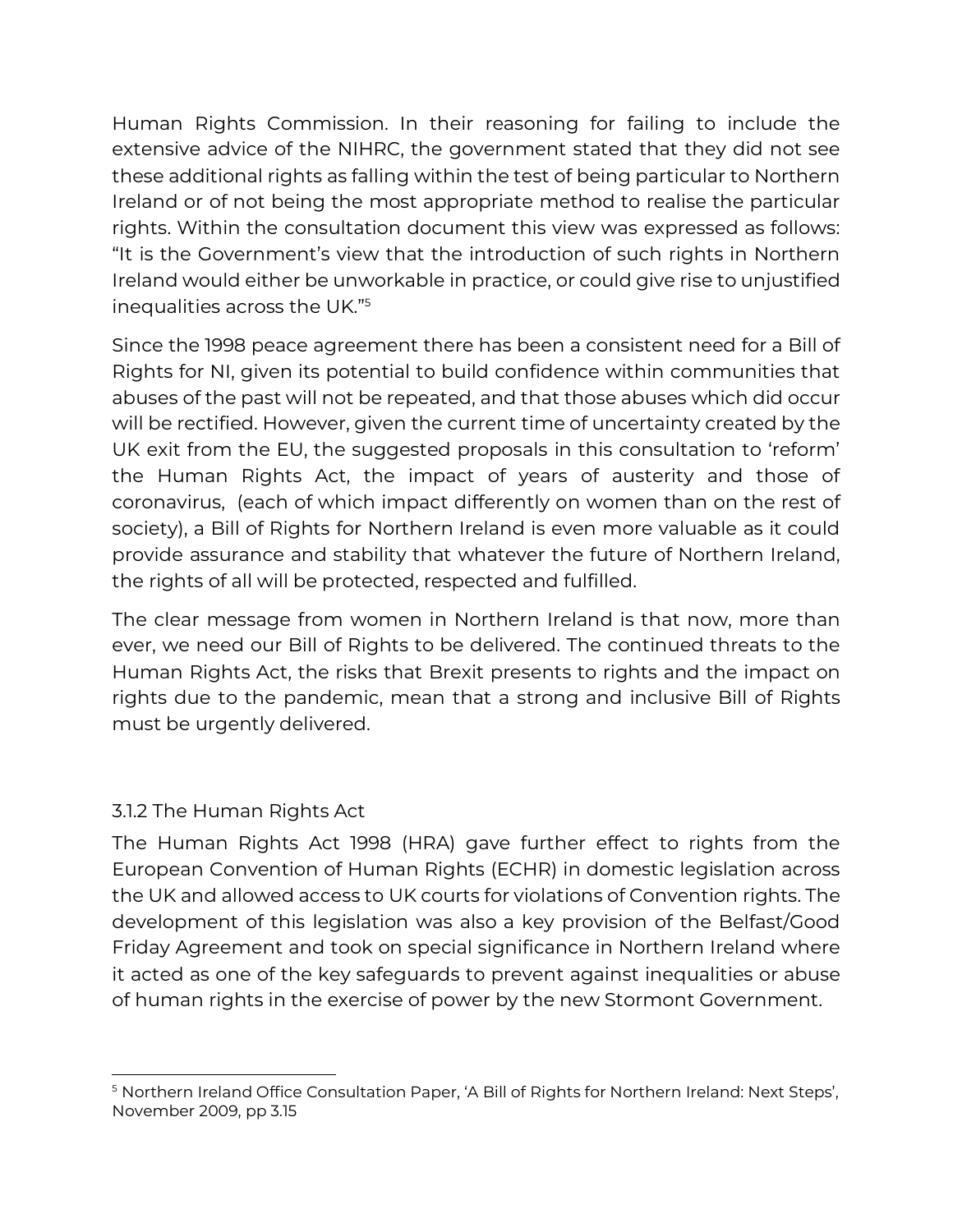Human Rights Commission. In their reasoning for failing to include the extensive advice of the NIHRC, the government stated that they did not see these additional rights as falling within the test of being particular to Northern Ireland or of not being the most appropriate method to realise the particular rights. Within the consultation document this view was expressed as follows: "It is the Government's view that the introduction of such rights in Northern Ireland would either be unworkable in practice, or could give rise to unjustified inequalities across the UK."[5]

Since the 1998 peace agreement there has been a consistent need for a Bill of Rights for NI, given its potential to build confidence within communities that abuses of the past will not be repeated, and that those abuses which did occur will be rectified. However, given the current time of uncertainty created by the UK exit from the EU, the suggested proposals in this consultation to 'reform' the Human Rights Act, the impact of years of austerity and those of coronavirus, (each of which impact differently on women than on the rest of society), a Bill of Rights for Northern Ireland is even more valuable as it could provide assurance and stability that whatever the future of Northern Ireland, the rights of all will be protected, respected and fulfilled.

The clear message from women in Northern Ireland is that now, more than ever, we need our Bill of Rights to be delivered. The continued threats to the Human Rights Act, the risks that Brexit presents to rights and the impact on rights due to the pandemic, mean that a strong and inclusive Bill of Rights must be urgently delivered.

### 3.1.2 The Human Rights Act

The Human Rights Act 1998 (HRA) gave further effect to rights from the European Convention of Human Rights (ECHR) in domestic legislation across the UK and allowed access to UK courts for violations of Convention rights. The development of this legislation was also a key provision of the Belfast/Good Friday Agreement and took on special significance in Northern Ireland where it acted as one of the key safeguards to prevent against inequalities or abuse of human rights in the exercise of power by the new Stormont Government.

---

[5] Northern Ireland Office Consultation Paper, 'A Bill of Rights for Northern Ireland: Next Steps', November 2009, pp 3.15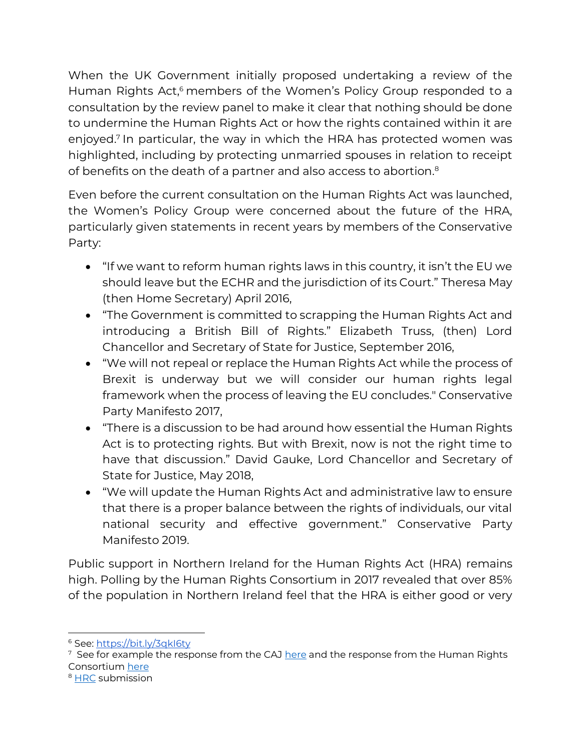When the UK Government initially proposed undertaking a review of the Human Rights Act,[6] members of the Women's Policy Group responded to a consultation by the review panel to make it clear that nothing should be done to undermine the Human Rights Act or how the rights contained within it are enjoyed.[7] In particular, the way in which the HRA has protected women was highlighted, including by protecting unmarried spouses in relation to receipt of benefits on the death of a partner and also access to abortion.[8]

Even before the current consultation on the Human Rights Act was launched, the Women's Policy Group were concerned about the future of the HRA, particularly given statements in recent years by members of the Conservative Party:

- "If we want to reform human rights laws in this country, it isn't the EU we should leave but the ECHR and the jurisdiction of its Court." Theresa May (then Home Secretary) April 2016,
- "The Government is committed to scrapping the Human Rights Act and introducing a British Bill of Rights." Elizabeth Truss, (then) Lord Chancellor and Secretary of State for Justice, September 2016,
- "We will not repeal or replace the Human Rights Act while the process of Brexit is underway but we will consider our human rights legal framework when the process of leaving the EU concludes." Conservative Party Manifesto 2017,
- "There is a discussion to be had around how essential the Human Rights Act is to protecting rights. But with Brexit, now is not the right time to have that discussion." David Gauke, Lord Chancellor and Secretary of State for Justice, May 2018,
- "We will update the Human Rights Act and administrative law to ensure that there is a proper balance between the rights of individuals, our vital national security and effective government." Conservative Party Manifesto 2019.

Public support in Northern Ireland for the Human Rights Act (HRA) remains high. Polling by the Human Rights Consortium in 2017 revealed that over 85% of the population in Northern Ireland feel that the HRA is either good or very

---

[6] See: https://bit.ly/3qkI6ty

[7] See for example the response from the CAJ here and the response from the Human Rights Consortium here

[8] HRC submission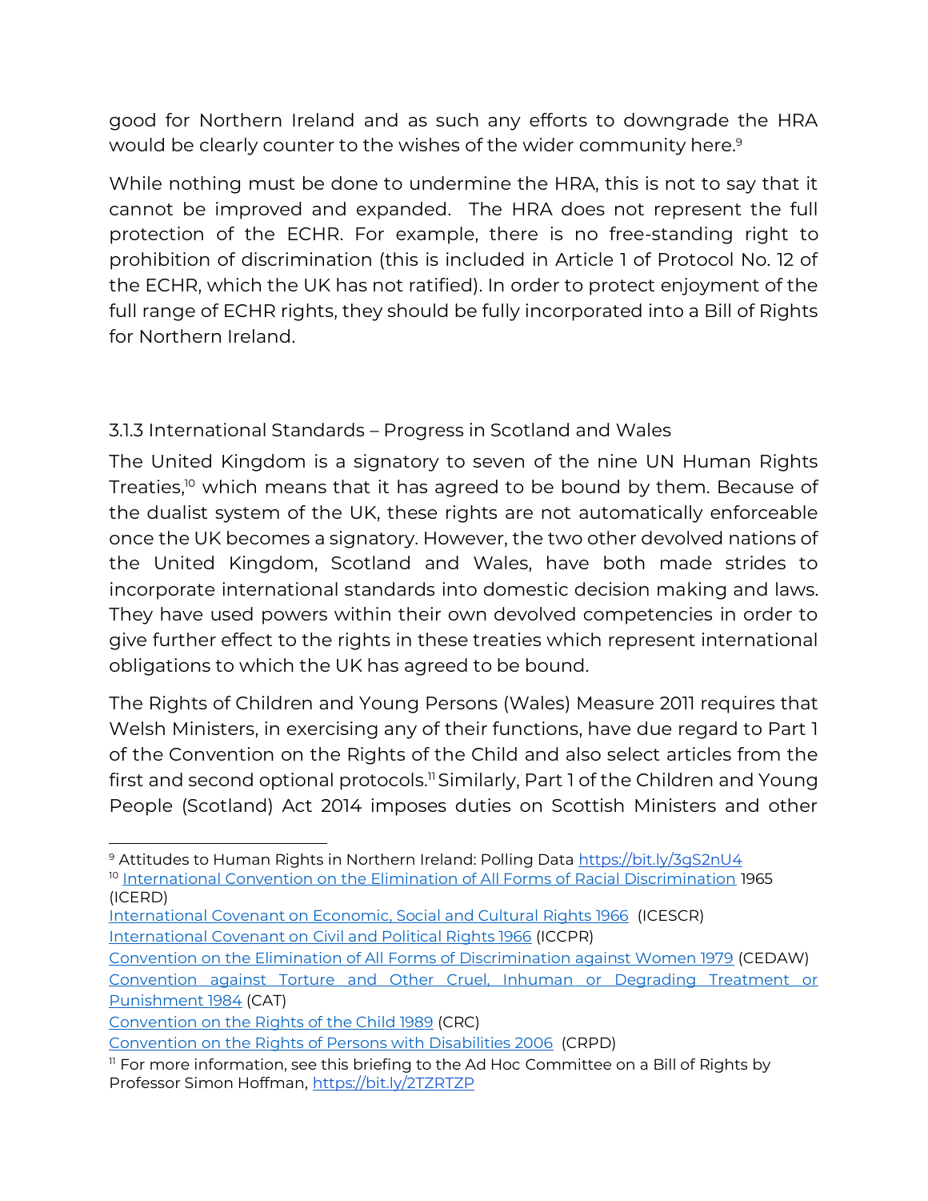good for Northern Ireland and as such any efforts to downgrade the HRA would be clearly counter to the wishes of the wider community here.[9]

While nothing must be done to undermine the HRA, this is not to say that it cannot be improved and expanded. The HRA does not represent the full protection of the ECHR. For example, there is no free-standing right to prohibition of discrimination (this is included in Article 1 of Protocol No. 12 of the ECHR, which the UK has not ratified). In order to protect enjoyment of the full range of ECHR rights, they should be fully incorporated into a Bill of Rights for Northern Ireland.

### 3.1.3 International Standards – Progress in Scotland and Wales

The United Kingdom is a signatory to seven of the nine UN Human Rights Treaties,[10] which means that it has agreed to be bound by them. Because of the dualist system of the UK, these rights are not automatically enforceable once the UK becomes a signatory. However, the two other devolved nations of the United Kingdom, Scotland and Wales, have both made strides to incorporate international standards into domestic decision making and laws. They have used powers within their own devolved competencies in order to give further effect to the rights in these treaties which represent international obligations to which the UK has agreed to be bound.

The Rights of Children and Young Persons (Wales) Measure 2011 requires that Welsh Ministers, in exercising any of their functions, have due regard to Part 1 of the Convention on the Rights of the Child and also select articles from the first and second optional protocols.[11] Similarly, Part 1 of the Children and Young People (Scotland) Act 2014 imposes duties on Scottish Ministers and other

---

[9] Attitudes to Human Rights in Northern Ireland: Polling Data https://bit.ly/3gS2nU4

[10] International Convention on the Elimination of All Forms of Racial Discrimination 1965 (ICERD)
International Covenant on Economic, Social and Cultural Rights 1966 (ICESCR)
International Covenant on Civil and Political Rights 1966 (ICCPR)
Convention on the Elimination of All Forms of Discrimination against Women 1979 (CEDAW)
Convention against Torture and Other Cruel, Inhuman or Degrading Treatment or Punishment 1984 (CAT)
Convention on the Rights of the Child 1989 (CRC)
Convention on the Rights of Persons with Disabilities 2006 (CRPD)

[11] For more information, see this briefing to the Ad Hoc Committee on a Bill of Rights by Professor Simon Hoffman, https://bit.ly/2TZRTZP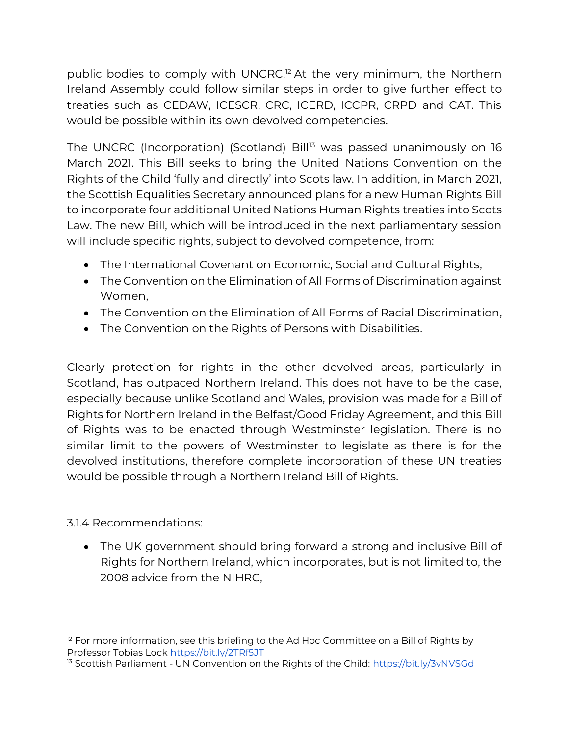public bodies to comply with UNCRC.[12] At the very minimum, the Northern Ireland Assembly could follow similar steps in order to give further effect to treaties such as CEDAW, ICESCR, CRC, ICERD, ICCPR, CRPD and CAT. This would be possible within its own devolved competencies.

The UNCRC (Incorporation) (Scotland) Bill[13] was passed unanimously on 16 March 2021. This Bill seeks to bring the United Nations Convention on the Rights of the Child 'fully and directly' into Scots law. In addition, in March 2021, the Scottish Equalities Secretary announced plans for a new Human Rights Bill to incorporate four additional United Nations Human Rights treaties into Scots Law. The new Bill, which will be introduced in the next parliamentary session will include specific rights, subject to devolved competence, from:

- The International Covenant on Economic, Social and Cultural Rights,
- The Convention on the Elimination of All Forms of Discrimination against Women,
- The Convention on the Elimination of All Forms of Racial Discrimination,
- The Convention on the Rights of Persons with Disabilities.

Clearly protection for rights in the other devolved areas, particularly in Scotland, has outpaced Northern Ireland. This does not have to be the case, especially because unlike Scotland and Wales, provision was made for a Bill of Rights for Northern Ireland in the Belfast/Good Friday Agreement, and this Bill of Rights was to be enacted through Westminster legislation. There is no similar limit to the powers of Westminster to legislate as there is for the devolved institutions, therefore complete incorporation of these UN treaties would be possible through a Northern Ireland Bill of Rights.

3.1.4 Recommendations:

- The UK government should bring forward a strong and inclusive Bill of Rights for Northern Ireland, which incorporates, but is not limited to, the 2008 advice from the NIHRC,

---

[12] For more information, see this briefing to the Ad Hoc Committee on a Bill of Rights by Professor Tobias Lock https://bit.ly/2TRf5JT

[13] Scottish Parliament - UN Convention on the Rights of the Child: https://bit.ly/3vNVSGd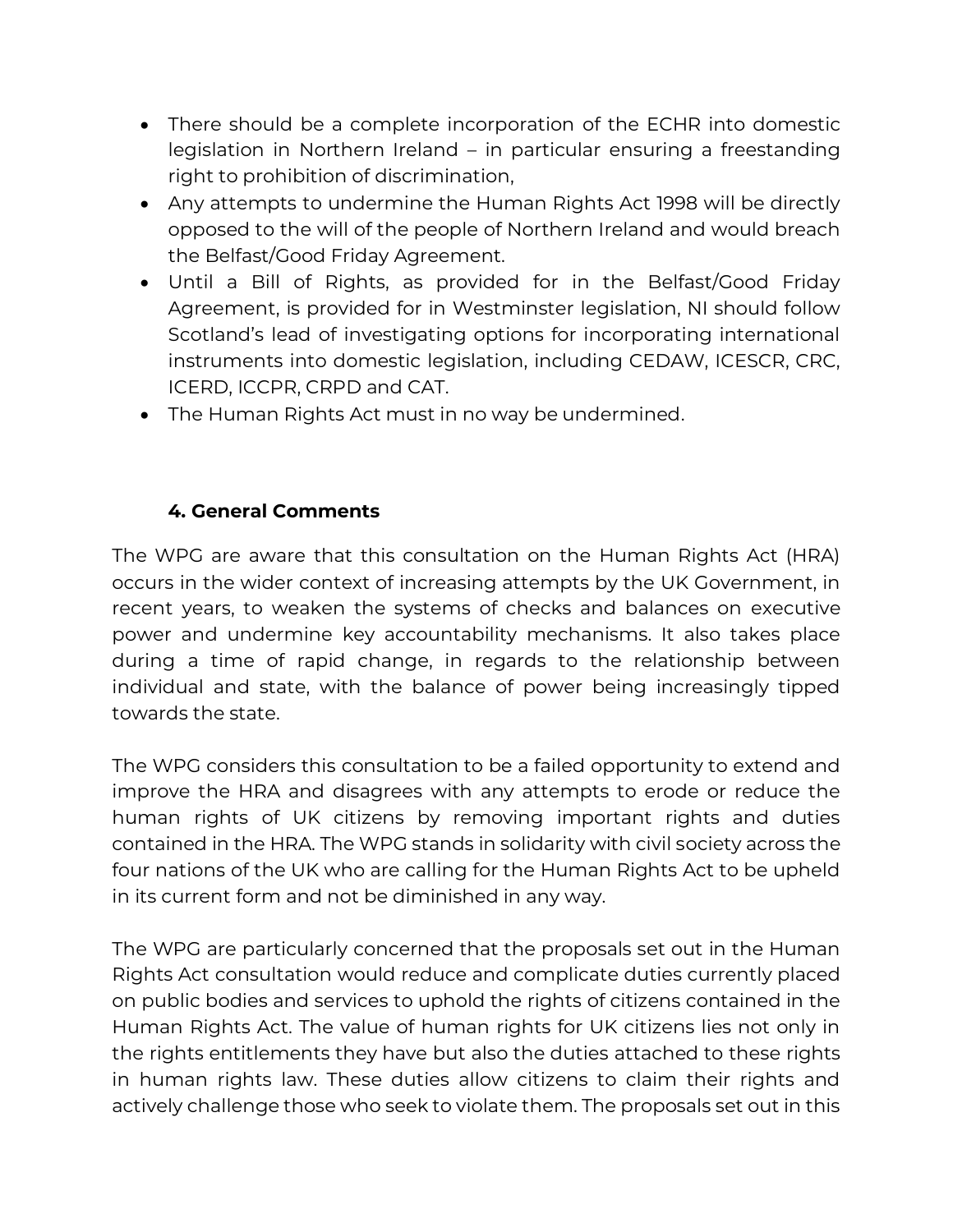- There should be a complete incorporation of the ECHR into domestic legislation in Northern Ireland – in particular ensuring a freestanding right to prohibition of discrimination,
- Any attempts to undermine the Human Rights Act 1998 will be directly opposed to the will of the people of Northern Ireland and would breach the Belfast/Good Friday Agreement.
- Until a Bill of Rights, as provided for in the Belfast/Good Friday Agreement, is provided for in Westminster legislation, NI should follow Scotland's lead of investigating options for incorporating international instruments into domestic legislation, including CEDAW, ICESCR, CRC, ICERD, ICCPR, CRPD and CAT.
- The Human Rights Act must in no way be undermined.

## 4. General Comments

The WPG are aware that this consultation on the Human Rights Act (HRA) occurs in the wider context of increasing attempts by the UK Government, in recent years, to weaken the systems of checks and balances on executive power and undermine key accountability mechanisms. It also takes place during a time of rapid change, in regards to the relationship between individual and state, with the balance of power being increasingly tipped towards the state.

The WPG considers this consultation to be a failed opportunity to extend and improve the HRA and disagrees with any attempts to erode or reduce the human rights of UK citizens by removing important rights and duties contained in the HRA. The WPG stands in solidarity with civil society across the four nations of the UK who are calling for the Human Rights Act to be upheld in its current form and not be diminished in any way.

The WPG are particularly concerned that the proposals set out in the Human Rights Act consultation would reduce and complicate duties currently placed on public bodies and services to uphold the rights of citizens contained in the Human Rights Act. The value of human rights for UK citizens lies not only in the rights entitlements they have but also the duties attached to these rights in human rights law. These duties allow citizens to claim their rights and actively challenge those who seek to violate them. The proposals set out in this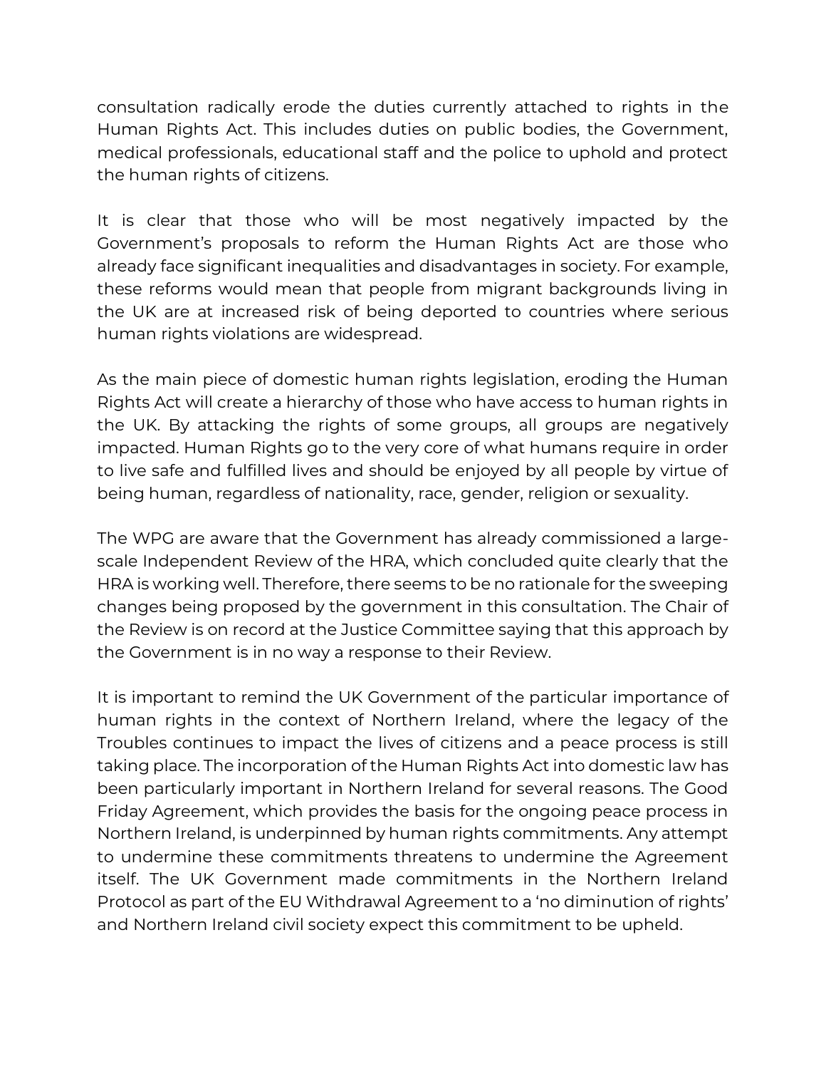consultation radically erode the duties currently attached to rights in the Human Rights Act. This includes duties on public bodies, the Government, medical professionals, educational staff and the police to uphold and protect the human rights of citizens.

It is clear that those who will be most negatively impacted by the Government's proposals to reform the Human Rights Act are those who already face significant inequalities and disadvantages in society. For example, these reforms would mean that people from migrant backgrounds living in the UK are at increased risk of being deported to countries where serious human rights violations are widespread.

As the main piece of domestic human rights legislation, eroding the Human Rights Act will create a hierarchy of those who have access to human rights in the UK. By attacking the rights of some groups, all groups are negatively impacted. Human Rights go to the very core of what humans require in order to live safe and fulfilled lives and should be enjoyed by all people by virtue of being human, regardless of nationality, race, gender, religion or sexuality.

The WPG are aware that the Government has already commissioned a large-scale Independent Review of the HRA, which concluded quite clearly that the HRA is working well. Therefore, there seems to be no rationale for the sweeping changes being proposed by the government in this consultation. The Chair of the Review is on record at the Justice Committee saying that this approach by the Government is in no way a response to their Review.

It is important to remind the UK Government of the particular importance of human rights in the context of Northern Ireland, where the legacy of the Troubles continues to impact the lives of citizens and a peace process is still taking place. The incorporation of the Human Rights Act into domestic law has been particularly important in Northern Ireland for several reasons. The Good Friday Agreement, which provides the basis for the ongoing peace process in Northern Ireland, is underpinned by human rights commitments. Any attempt to undermine these commitments threatens to undermine the Agreement itself. The UK Government made commitments in the Northern Ireland Protocol as part of the EU Withdrawal Agreement to a 'no diminution of rights' and Northern Ireland civil society expect this commitment to be upheld.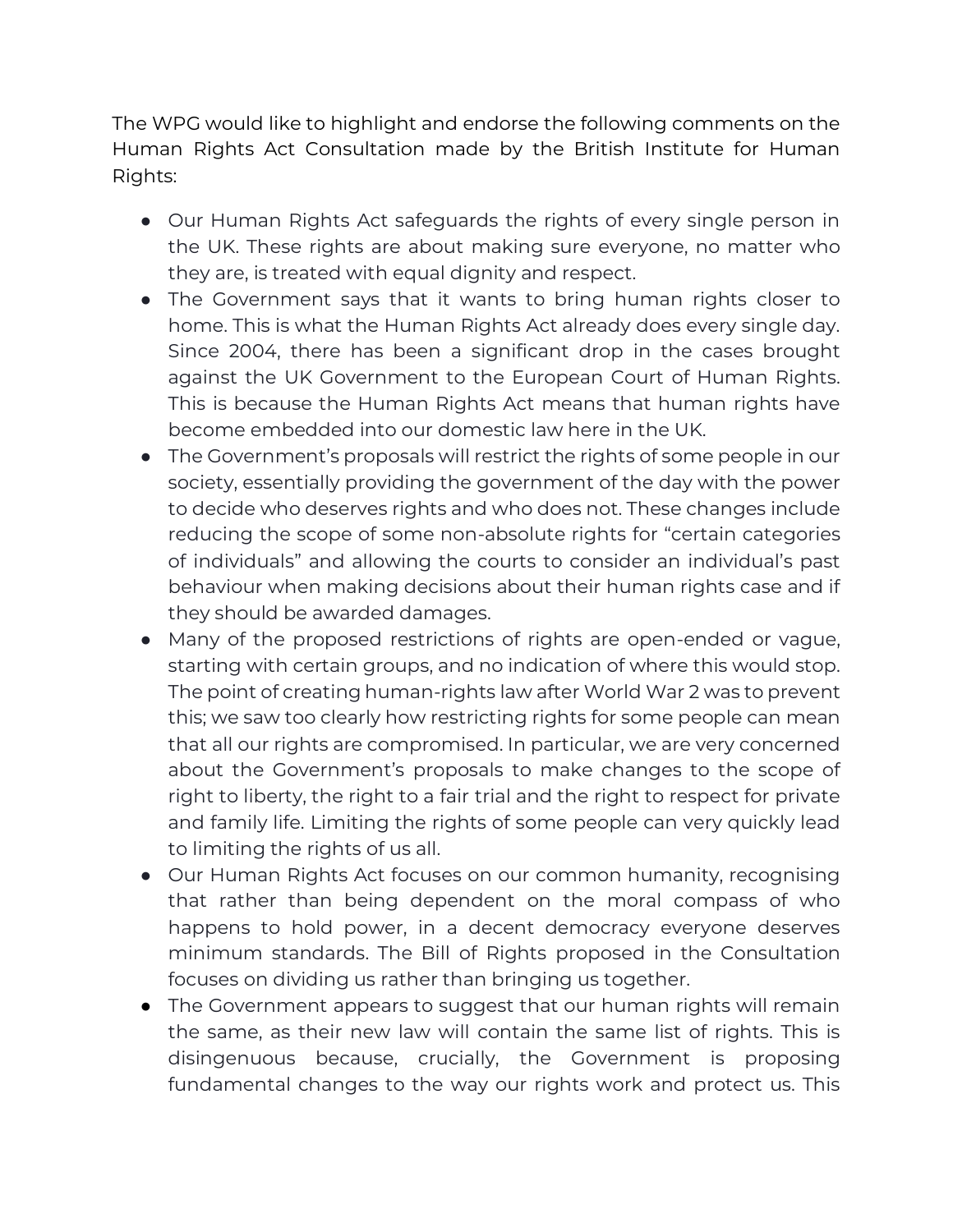The WPG would like to highlight and endorse the following comments on the Human Rights Act Consultation made by the British Institute for Human Rights:

- Our Human Rights Act safeguards the rights of every single person in the UK. These rights are about making sure everyone, no matter who they are, is treated with equal dignity and respect.
- The Government says that it wants to bring human rights closer to home. This is what the Human Rights Act already does every single day. Since 2004, there has been a significant drop in the cases brought against the UK Government to the European Court of Human Rights. This is because the Human Rights Act means that human rights have become embedded into our domestic law here in the UK.
- The Government's proposals will restrict the rights of some people in our society, essentially providing the government of the day with the power to decide who deserves rights and who does not. These changes include reducing the scope of some non-absolute rights for "certain categories of individuals" and allowing the courts to consider an individual's past behaviour when making decisions about their human rights case and if they should be awarded damages.
- Many of the proposed restrictions of rights are open-ended or vague, starting with certain groups, and no indication of where this would stop. The point of creating human-rights law after World War 2 was to prevent this; we saw too clearly how restricting rights for some people can mean that all our rights are compromised. In particular, we are very concerned about the Government's proposals to make changes to the scope of right to liberty, the right to a fair trial and the right to respect for private and family life. Limiting the rights of some people can very quickly lead to limiting the rights of us all.
- Our Human Rights Act focuses on our common humanity, recognising that rather than being dependent on the moral compass of who happens to hold power, in a decent democracy everyone deserves minimum standards. The Bill of Rights proposed in the Consultation focuses on dividing us rather than bringing us together.
- The Government appears to suggest that our human rights will remain the same, as their new law will contain the same list of rights. This is disingenuous because, crucially, the Government is proposing fundamental changes to the way our rights work and protect us. This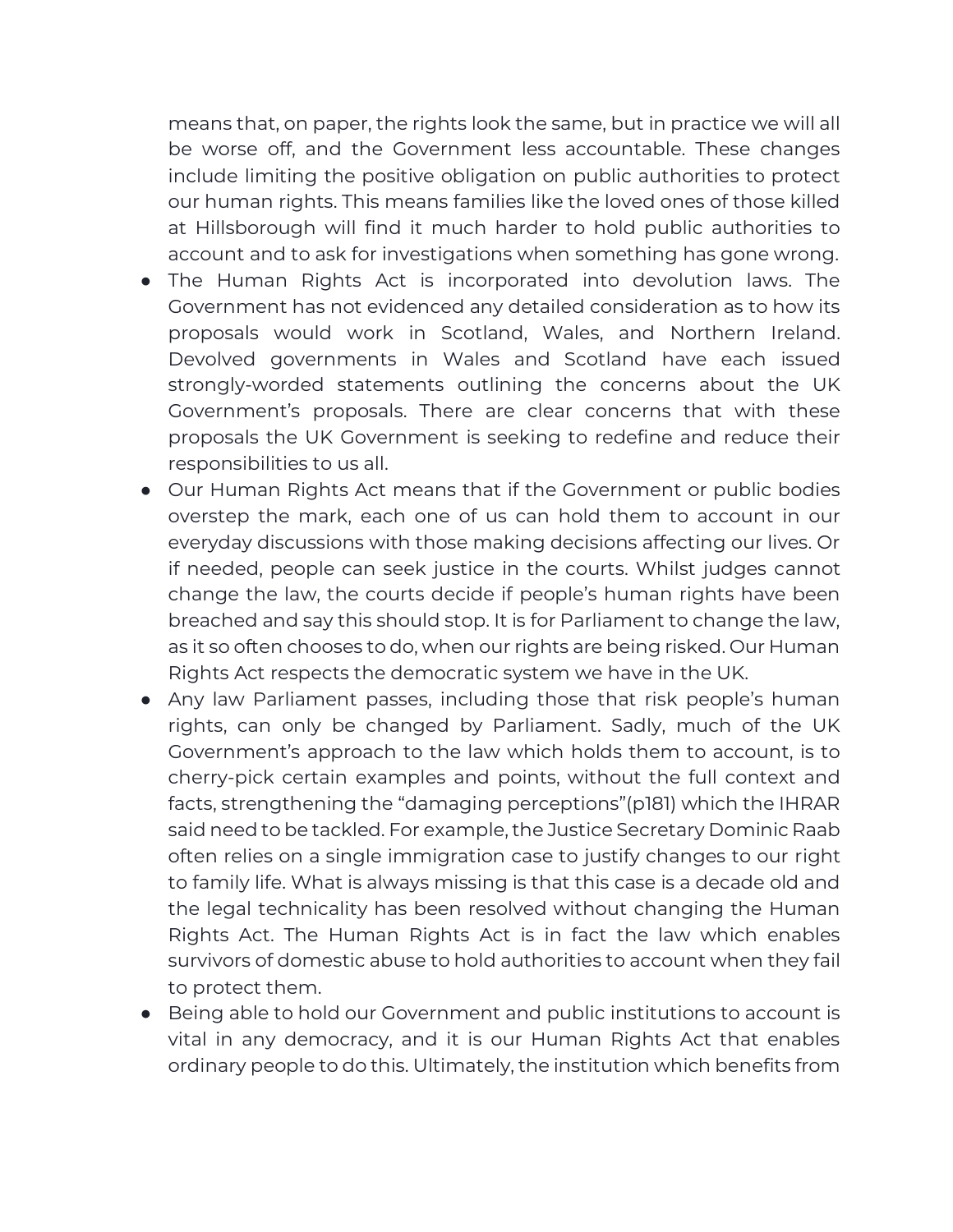means that, on paper, the rights look the same, but in practice we will all be worse off, and the Government less accountable. These changes include limiting the positive obligation on public authorities to protect our human rights. This means families like the loved ones of those killed at Hillsborough will find it much harder to hold public authorities to account and to ask for investigations when something has gone wrong.

- The Human Rights Act is incorporated into devolution laws. The Government has not evidenced any detailed consideration as to how its proposals would work in Scotland, Wales, and Northern Ireland. Devolved governments in Wales and Scotland have each issued strongly-worded statements outlining the concerns about the UK Government's proposals. There are clear concerns that with these proposals the UK Government is seeking to redefine and reduce their responsibilities to us all.
- Our Human Rights Act means that if the Government or public bodies overstep the mark, each one of us can hold them to account in our everyday discussions with those making decisions affecting our lives. Or if needed, people can seek justice in the courts. Whilst judges cannot change the law, the courts decide if people's human rights have been breached and say this should stop. It is for Parliament to change the law, as it so often chooses to do, when our rights are being risked. Our Human Rights Act respects the democratic system we have in the UK.
- Any law Parliament passes, including those that risk people's human rights, can only be changed by Parliament. Sadly, much of the UK Government's approach to the law which holds them to account, is to cherry-pick certain examples and points, without the full context and facts, strengthening the "damaging perceptions"(p181) which the IHRAR said need to be tackled. For example, the Justice Secretary Dominic Raab often relies on a single immigration case to justify changes to our right to family life. What is always missing is that this case is a decade old and the legal technicality has been resolved without changing the Human Rights Act. The Human Rights Act is in fact the law which enables survivors of domestic abuse to hold authorities to account when they fail to protect them.
- Being able to hold our Government and public institutions to account is vital in any democracy, and it is our Human Rights Act that enables ordinary people to do this. Ultimately, the institution which benefits from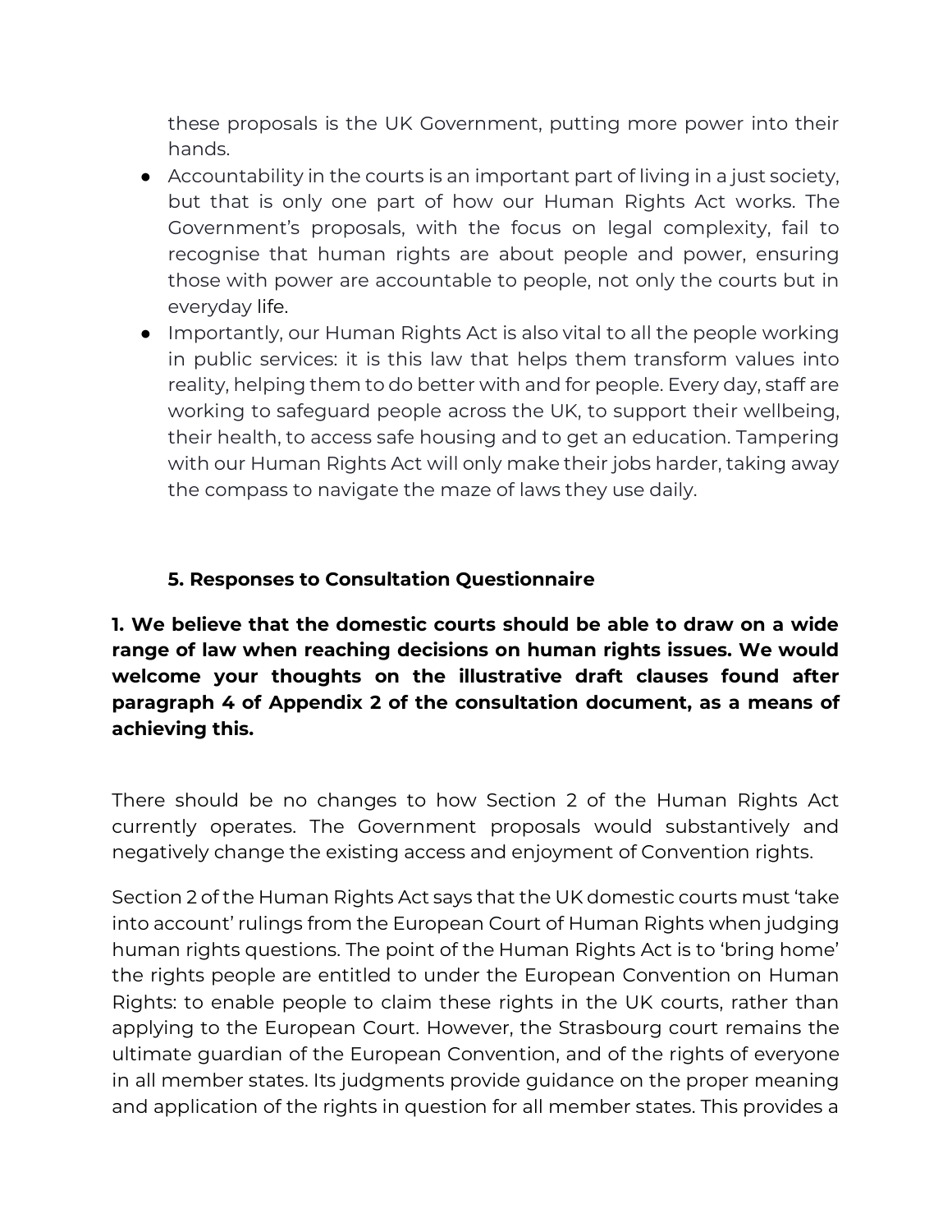these proposals is the UK Government, putting more power into their hands.

- Accountability in the courts is an important part of living in a just society, but that is only one part of how our Human Rights Act works. The Government's proposals, with the focus on legal complexity, fail to recognise that human rights are about people and power, ensuring those with power are accountable to people, not only the courts but in everyday life.
- Importantly, our Human Rights Act is also vital to all the people working in public services: it is this law that helps them transform values into reality, helping them to do better with and for people. Every day, staff are working to safeguard people across the UK, to support their wellbeing, their health, to access safe housing and to get an education. Tampering with our Human Rights Act will only make their jobs harder, taking away the compass to navigate the maze of laws they use daily.

## 5. Responses to Consultation Questionnaire

**1. We believe that the domestic courts should be able to draw on a wide range of law when reaching decisions on human rights issues. We would welcome your thoughts on the illustrative draft clauses found after paragraph 4 of Appendix 2 of the consultation document, as a means of achieving this.**

There should be no changes to how Section 2 of the Human Rights Act currently operates. The Government proposals would substantively and negatively change the existing access and enjoyment of Convention rights.

Section 2 of the Human Rights Act says that the UK domestic courts must 'take into account' rulings from the European Court of Human Rights when judging human rights questions. The point of the Human Rights Act is to 'bring home' the rights people are entitled to under the European Convention on Human Rights: to enable people to claim these rights in the UK courts, rather than applying to the European Court. However, the Strasbourg court remains the ultimate guardian of the European Convention, and of the rights of everyone in all member states. Its judgments provide guidance on the proper meaning and application of the rights in question for all member states. This provides a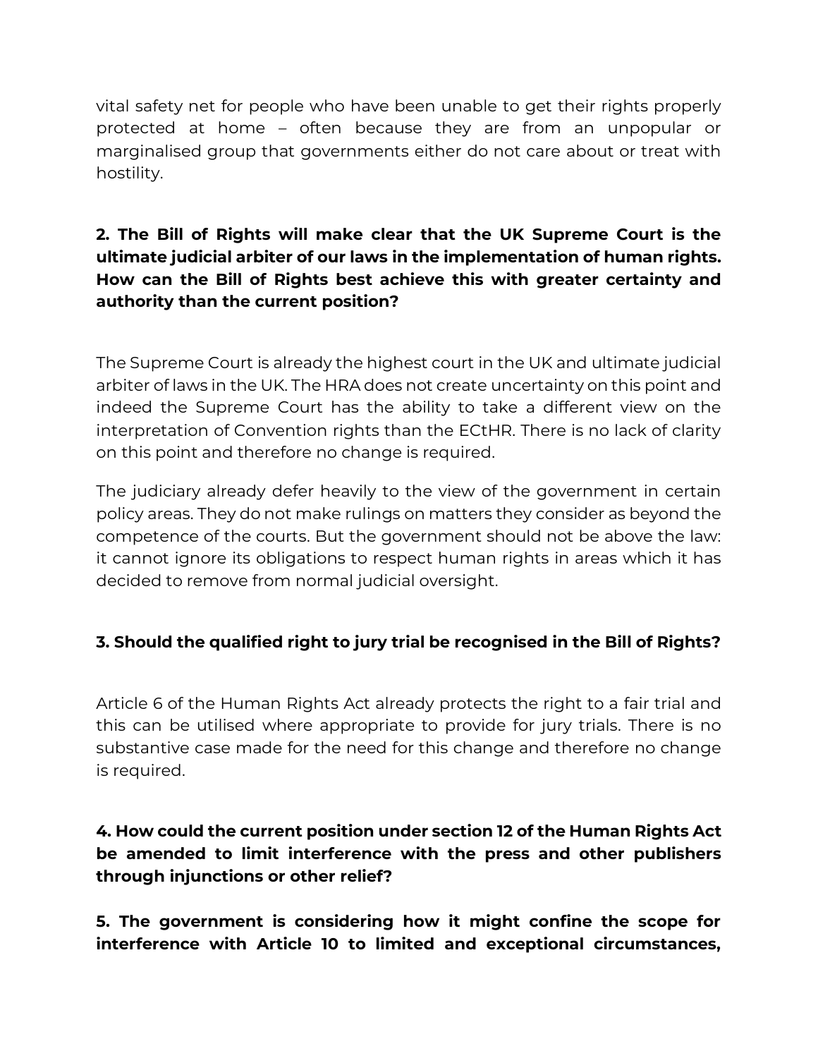vital safety net for people who have been unable to get their rights properly protected at home – often because they are from an unpopular or marginalised group that governments either do not care about or treat with hostility.

**2. The Bill of Rights will make clear that the UK Supreme Court is the ultimate judicial arbiter of our laws in the implementation of human rights. How can the Bill of Rights best achieve this with greater certainty and authority than the current position?**

The Supreme Court is already the highest court in the UK and ultimate judicial arbiter of laws in the UK. The HRA does not create uncertainty on this point and indeed the Supreme Court has the ability to take a different view on the interpretation of Convention rights than the ECtHR. There is no lack of clarity on this point and therefore no change is required.

The judiciary already defer heavily to the view of the government in certain policy areas. They do not make rulings on matters they consider as beyond the competence of the courts. But the government should not be above the law: it cannot ignore its obligations to respect human rights in areas which it has decided to remove from normal judicial oversight.

**3. Should the qualified right to jury trial be recognised in the Bill of Rights?**

Article 6 of the Human Rights Act already protects the right to a fair trial and this can be utilised where appropriate to provide for jury trials. There is no substantive case made for the need for this change and therefore no change is required.

**4. How could the current position under section 12 of the Human Rights Act be amended to limit interference with the press and other publishers through injunctions or other relief?**

**5. The government is considering how it might confine the scope for interference with Article 10 to limited and exceptional circumstances,**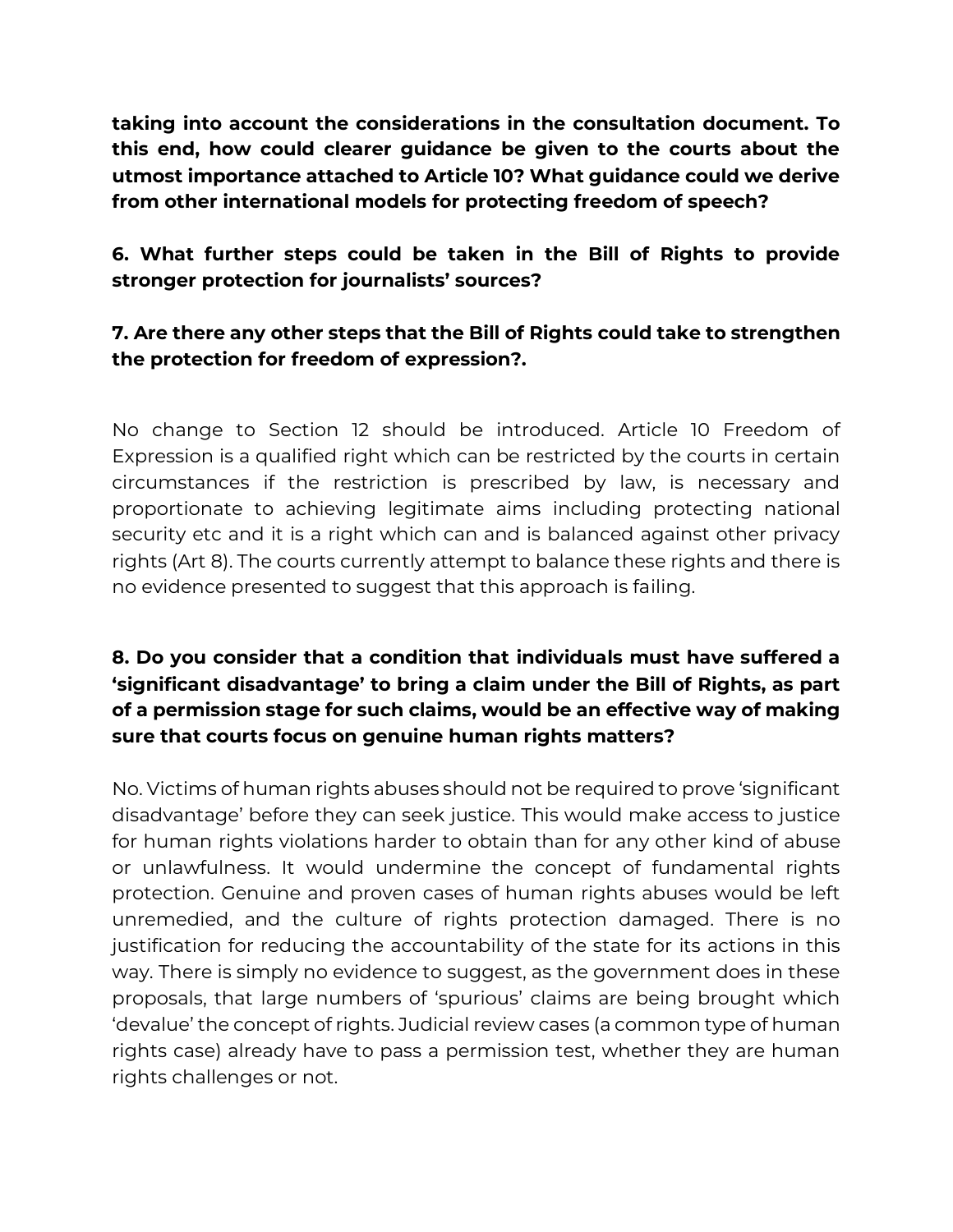**taking into account the considerations in the consultation document. To this end, how could clearer guidance be given to the courts about the utmost importance attached to Article 10? What guidance could we derive from other international models for protecting freedom of speech?**

**6. What further steps could be taken in the Bill of Rights to provide stronger protection for journalists' sources?**

**7. Are there any other steps that the Bill of Rights could take to strengthen the protection for freedom of expression?.**

No change to Section 12 should be introduced. Article 10 Freedom of Expression is a qualified right which can be restricted by the courts in certain circumstances if the restriction is prescribed by law, is necessary and proportionate to achieving legitimate aims including protecting national security etc and it is a right which can and is balanced against other privacy rights (Art 8). The courts currently attempt to balance these rights and there is no evidence presented to suggest that this approach is failing.

**8. Do you consider that a condition that individuals must have suffered a 'significant disadvantage' to bring a claim under the Bill of Rights, as part of a permission stage for such claims, would be an effective way of making sure that courts focus on genuine human rights matters?**

No. Victims of human rights abuses should not be required to prove 'significant disadvantage' before they can seek justice. This would make access to justice for human rights violations harder to obtain than for any other kind of abuse or unlawfulness. It would undermine the concept of fundamental rights protection. Genuine and proven cases of human rights abuses would be left unremedied, and the culture of rights protection damaged. There is no justification for reducing the accountability of the state for its actions in this way. There is simply no evidence to suggest, as the government does in these proposals, that large numbers of 'spurious' claims are being brought which 'devalue' the concept of rights. Judicial review cases (a common type of human rights case) already have to pass a permission test, whether they are human rights challenges or not.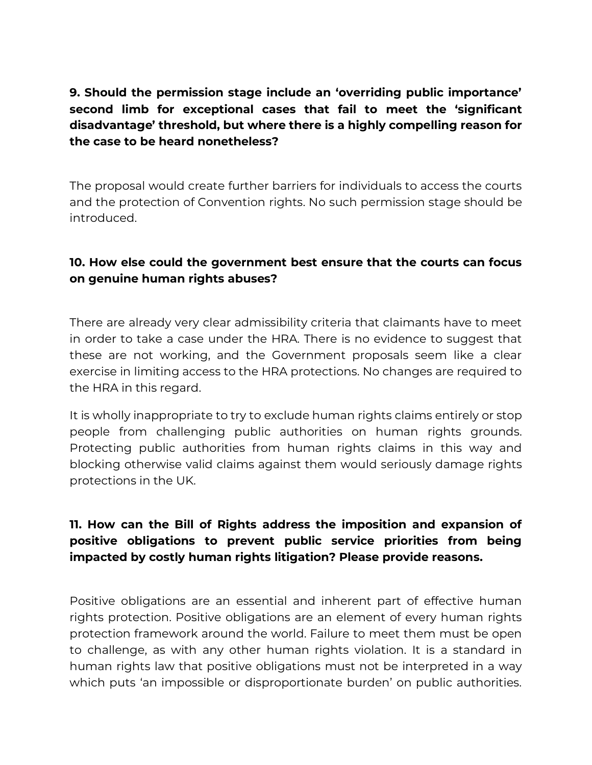**9. Should the permission stage include an 'overriding public importance' second limb for exceptional cases that fail to meet the 'significant disadvantage' threshold, but where there is a highly compelling reason for the case to be heard nonetheless?**

The proposal would create further barriers for individuals to access the courts and the protection of Convention rights. No such permission stage should be introduced.

**10. How else could the government best ensure that the courts can focus on genuine human rights abuses?**

There are already very clear admissibility criteria that claimants have to meet in order to take a case under the HRA. There is no evidence to suggest that these are not working, and the Government proposals seem like a clear exercise in limiting access to the HRA protections. No changes are required to the HRA in this regard.

It is wholly inappropriate to try to exclude human rights claims entirely or stop people from challenging public authorities on human rights grounds. Protecting public authorities from human rights claims in this way and blocking otherwise valid claims against them would seriously damage rights protections in the UK.

**11. How can the Bill of Rights address the imposition and expansion of positive obligations to prevent public service priorities from being impacted by costly human rights litigation? Please provide reasons.**

Positive obligations are an essential and inherent part of effective human rights protection. Positive obligations are an element of every human rights protection framework around the world. Failure to meet them must be open to challenge, as with any other human rights violation. It is a standard in human rights law that positive obligations must not be interpreted in a way which puts 'an impossible or disproportionate burden' on public authorities.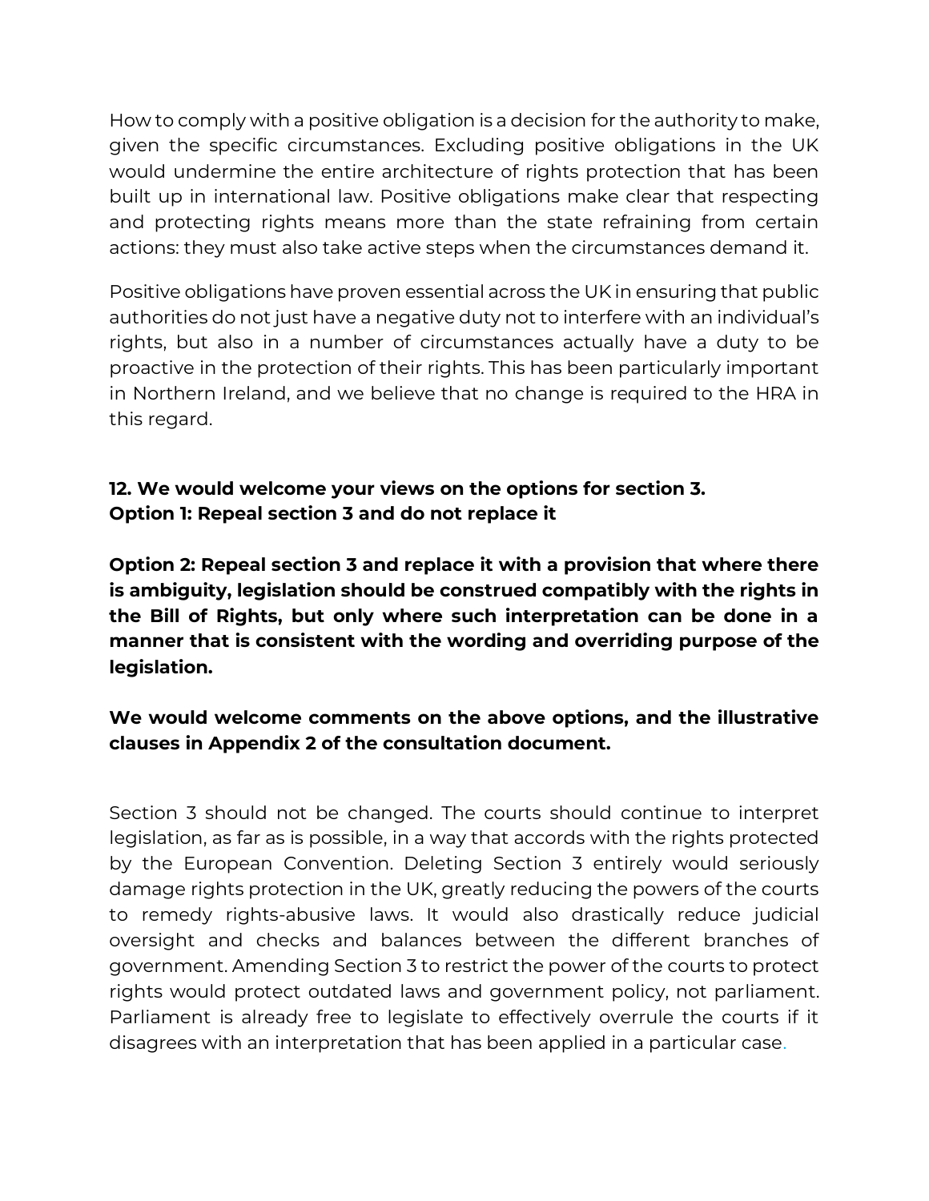How to comply with a positive obligation is a decision for the authority to make, given the specific circumstances. Excluding positive obligations in the UK would undermine the entire architecture of rights protection that has been built up in international law. Positive obligations make clear that respecting and protecting rights means more than the state refraining from certain actions: they must also take active steps when the circumstances demand it.

Positive obligations have proven essential across the UK in ensuring that public authorities do not just have a negative duty not to interfere with an individual's rights, but also in a number of circumstances actually have a duty to be proactive in the protection of their rights. This has been particularly important in Northern Ireland, and we believe that no change is required to the HRA in this regard.

**12. We would welcome your views on the options for section 3.**
**Option 1: Repeal section 3 and do not replace it**

**Option 2: Repeal section 3 and replace it with a provision that where there is ambiguity, legislation should be construed compatibly with the rights in the Bill of Rights, but only where such interpretation can be done in a manner that is consistent with the wording and overriding purpose of the legislation.**

**We would welcome comments on the above options, and the illustrative clauses in Appendix 2 of the consultation document.**

Section 3 should not be changed. The courts should continue to interpret legislation, as far as is possible, in a way that accords with the rights protected by the European Convention. Deleting Section 3 entirely would seriously damage rights protection in the UK, greatly reducing the powers of the courts to remedy rights-abusive laws. It would also drastically reduce judicial oversight and checks and balances between the different branches of government. Amending Section 3 to restrict the power of the courts to protect rights would protect outdated laws and government policy, not parliament. Parliament is already free to legislate to effectively overrule the courts if it disagrees with an interpretation that has been applied in a particular case.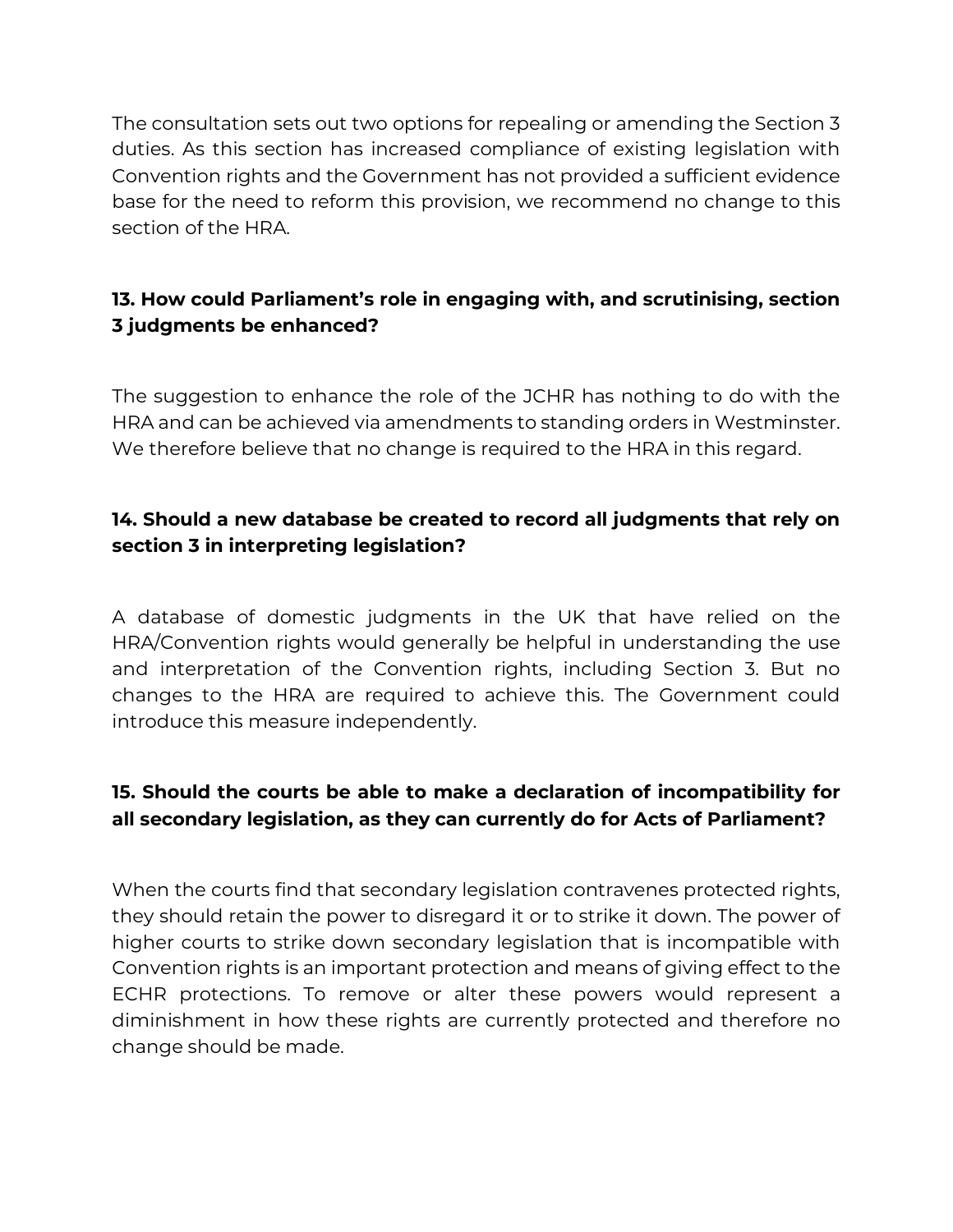The consultation sets out two options for repealing or amending the Section 3 duties. As this section has increased compliance of existing legislation with Convention rights and the Government has not provided a sufficient evidence base for the need to reform this provision, we recommend no change to this section of the HRA.

### 13. How could Parliament's role in engaging with, and scrutinising, section 3 judgments be enhanced?

The suggestion to enhance the role of the JCHR has nothing to do with the HRA and can be achieved via amendments to standing orders in Westminster. We therefore believe that no change is required to the HRA in this regard.

### 14. Should a new database be created to record all judgments that rely on section 3 in interpreting legislation?

A database of domestic judgments in the UK that have relied on the HRA/Convention rights would generally be helpful in understanding the use and interpretation of the Convention rights, including Section 3. But no changes to the HRA are required to achieve this. The Government could introduce this measure independently.

### 15. Should the courts be able to make a declaration of incompatibility for all secondary legislation, as they can currently do for Acts of Parliament?

When the courts find that secondary legislation contravenes protected rights, they should retain the power to disregard it or to strike it down. The power of higher courts to strike down secondary legislation that is incompatible with Convention rights is an important protection and means of giving effect to the ECHR protections. To remove or alter these powers would represent a diminishment in how these rights are currently protected and therefore no change should be made.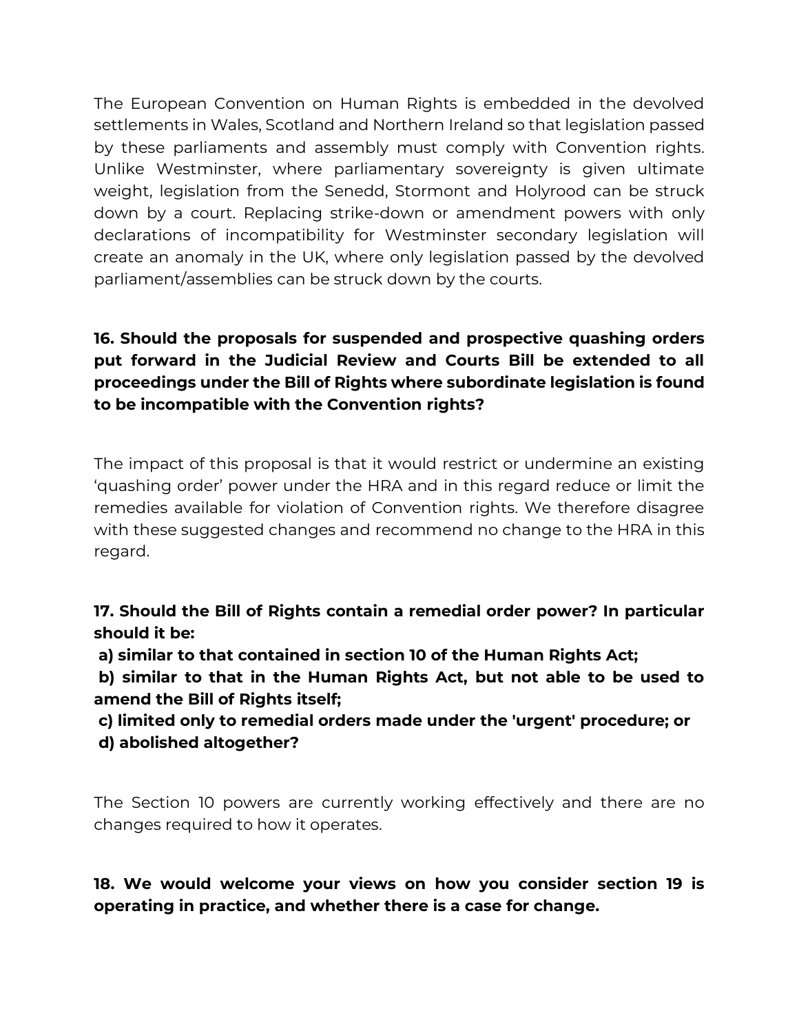The European Convention on Human Rights is embedded in the devolved settlements in Wales, Scotland and Northern Ireland so that legislation passed by these parliaments and assembly must comply with Convention rights. Unlike Westminster, where parliamentary sovereignty is given ultimate weight, legislation from the Senedd, Stormont and Holyrood can be struck down by a court. Replacing strike-down or amendment powers with only declarations of incompatibility for Westminster secondary legislation will create an anomaly in the UK, where only legislation passed by the devolved parliament/assemblies can be struck down by the courts.

**16. Should the proposals for suspended and prospective quashing orders put forward in the Judicial Review and Courts Bill be extended to all proceedings under the Bill of Rights where subordinate legislation is found to be incompatible with the Convention rights?**

The impact of this proposal is that it would restrict or undermine an existing 'quashing order' power under the HRA and in this regard reduce or limit the remedies available for violation of Convention rights. We therefore disagree with these suggested changes and recommend no change to the HRA in this regard.

**17. Should the Bill of Rights contain a remedial order power? In particular should it be:**
**a) similar to that contained in section 10 of the Human Rights Act;**
**b) similar to that in the Human Rights Act, but not able to be used to amend the Bill of Rights itself;**
**c) limited only to remedial orders made under the 'urgent' procedure; or**
**d) abolished altogether?**

The Section 10 powers are currently working effectively and there are no changes required to how it operates.

**18. We would welcome your views on how you consider section 19 is operating in practice, and whether there is a case for change.**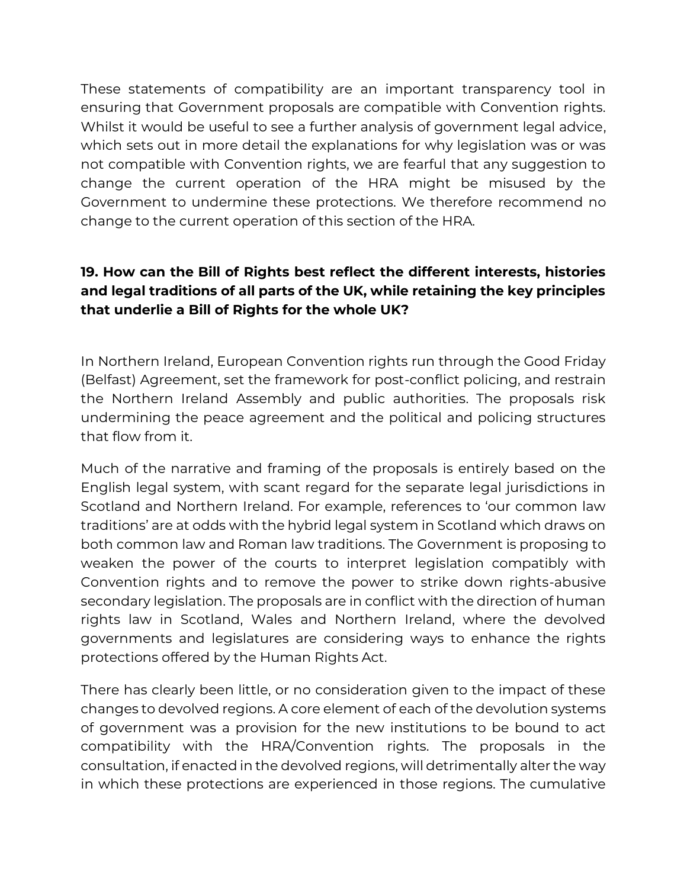These statements of compatibility are an important transparency tool in ensuring that Government proposals are compatible with Convention rights. Whilst it would be useful to see a further analysis of government legal advice, which sets out in more detail the explanations for why legislation was or was not compatible with Convention rights, we are fearful that any suggestion to change the current operation of the HRA might be misused by the Government to undermine these protections. We therefore recommend no change to the current operation of this section of the HRA.

**19. How can the Bill of Rights best reflect the different interests, histories and legal traditions of all parts of the UK, while retaining the key principles that underlie a Bill of Rights for the whole UK?**

In Northern Ireland, European Convention rights run through the Good Friday (Belfast) Agreement, set the framework for post-conflict policing, and restrain the Northern Ireland Assembly and public authorities. The proposals risk undermining the peace agreement and the political and policing structures that flow from it.

Much of the narrative and framing of the proposals is entirely based on the English legal system, with scant regard for the separate legal jurisdictions in Scotland and Northern Ireland. For example, references to 'our common law traditions' are at odds with the hybrid legal system in Scotland which draws on both common law and Roman law traditions. The Government is proposing to weaken the power of the courts to interpret legislation compatibly with Convention rights and to remove the power to strike down rights-abusive secondary legislation. The proposals are in conflict with the direction of human rights law in Scotland, Wales and Northern Ireland, where the devolved governments and legislatures are considering ways to enhance the rights protections offered by the Human Rights Act.

There has clearly been little, or no consideration given to the impact of these changes to devolved regions. A core element of each of the devolution systems of government was a provision for the new institutions to be bound to act compatibility with the HRA/Convention rights. The proposals in the consultation, if enacted in the devolved regions, will detrimentally alter the way in which these protections are experienced in those regions. The cumulative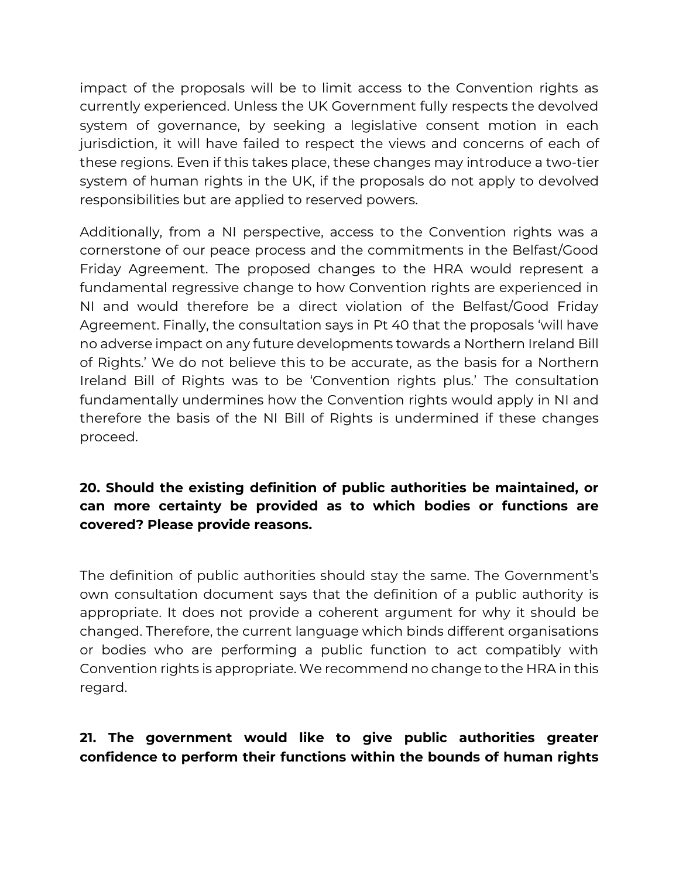impact of the proposals will be to limit access to the Convention rights as currently experienced. Unless the UK Government fully respects the devolved system of governance, by seeking a legislative consent motion in each jurisdiction, it will have failed to respect the views and concerns of each of these regions. Even if this takes place, these changes may introduce a two-tier system of human rights in the UK, if the proposals do not apply to devolved responsibilities but are applied to reserved powers.

Additionally, from a NI perspective, access to the Convention rights was a cornerstone of our peace process and the commitments in the Belfast/Good Friday Agreement. The proposed changes to the HRA would represent a fundamental regressive change to how Convention rights are experienced in NI and would therefore be a direct violation of the Belfast/Good Friday Agreement. Finally, the consultation says in Pt 40 that the proposals 'will have no adverse impact on any future developments towards a Northern Ireland Bill of Rights.' We do not believe this to be accurate, as the basis for a Northern Ireland Bill of Rights was to be 'Convention rights plus.' The consultation fundamentally undermines how the Convention rights would apply in NI and therefore the basis of the NI Bill of Rights is undermined if these changes proceed.

**20. Should the existing definition of public authorities be maintained, or can more certainty be provided as to which bodies or functions are covered? Please provide reasons.**

The definition of public authorities should stay the same. The Government's own consultation document says that the definition of a public authority is appropriate. It does not provide a coherent argument for why it should be changed. Therefore, the current language which binds different organisations or bodies who are performing a public function to act compatibly with Convention rights is appropriate. We recommend no change to the HRA in this regard.

**21. The government would like to give public authorities greater confidence to perform their functions within the bounds of human rights**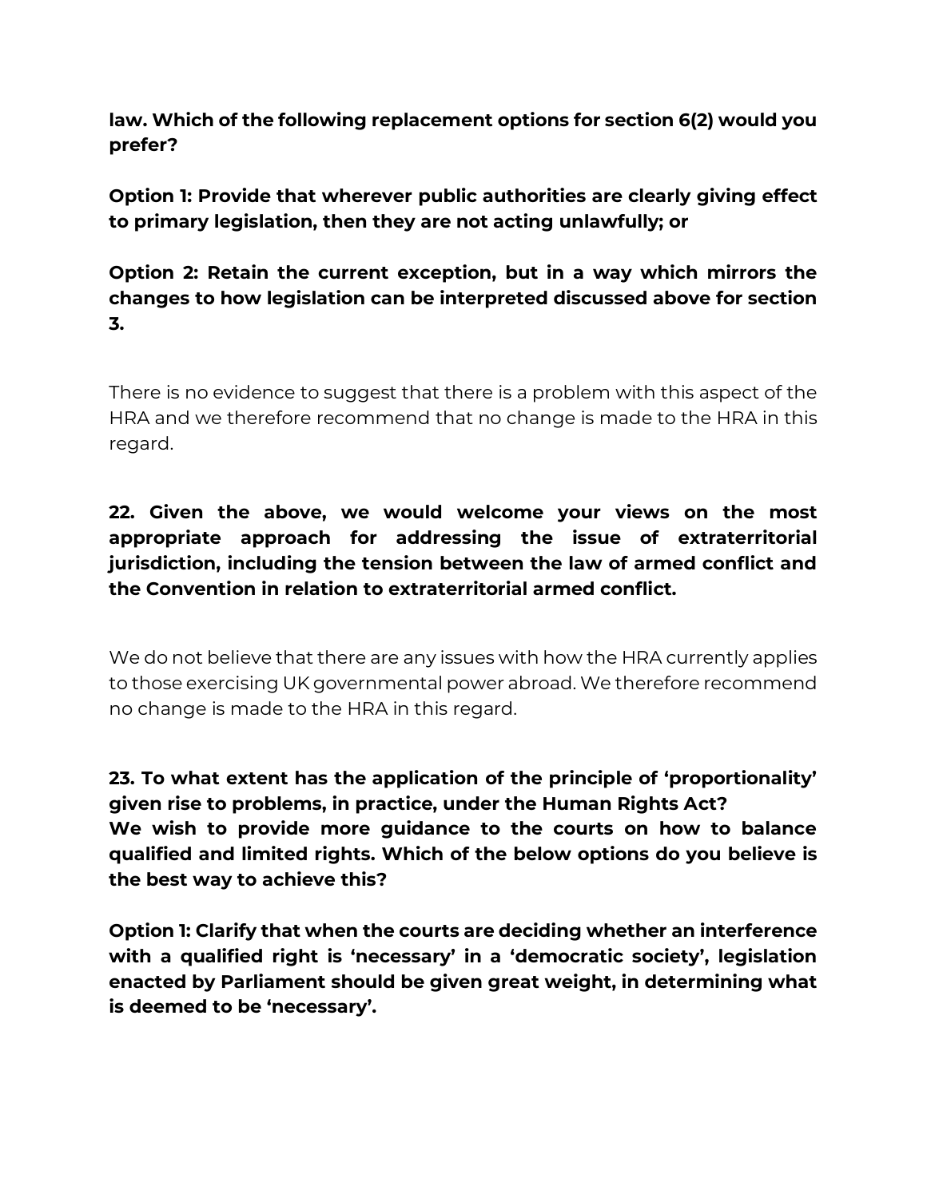**law. Which of the following replacement options for section 6(2) would you prefer?**

**Option 1: Provide that wherever public authorities are clearly giving effect to primary legislation, then they are not acting unlawfully; or**

**Option 2: Retain the current exception, but in a way which mirrors the changes to how legislation can be interpreted discussed above for section 3.**

There is no evidence to suggest that there is a problem with this aspect of the HRA and we therefore recommend that no change is made to the HRA in this regard.

**22. Given the above, we would welcome your views on the most appropriate approach for addressing the issue of extraterritorial jurisdiction, including the tension between the law of armed conflict and the Convention in relation to extraterritorial armed conflict.**

We do not believe that there are any issues with how the HRA currently applies to those exercising UK governmental power abroad. We therefore recommend no change is made to the HRA in this regard.

**23. To what extent has the application of the principle of 'proportionality' given rise to problems, in practice, under the Human Rights Act?**
**We wish to provide more guidance to the courts on how to balance qualified and limited rights. Which of the below options do you believe is the best way to achieve this?**

**Option 1: Clarify that when the courts are deciding whether an interference with a qualified right is 'necessary' in a 'democratic society', legislation enacted by Parliament should be given great weight, in determining what is deemed to be 'necessary'.**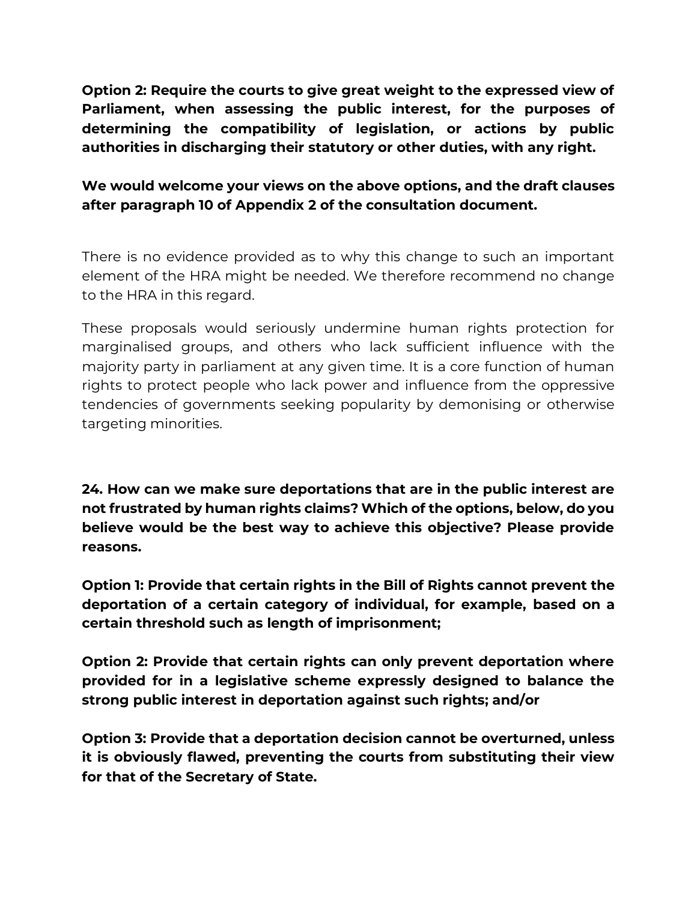**Option 2: Require the courts to give great weight to the expressed view of Parliament, when assessing the public interest, for the purposes of determining the compatibility of legislation, or actions by public authorities in discharging their statutory or other duties, with any right.**

**We would welcome your views on the above options, and the draft clauses after paragraph 10 of Appendix 2 of the consultation document.**

There is no evidence provided as to why this change to such an important element of the HRA might be needed. We therefore recommend no change to the HRA in this regard.

These proposals would seriously undermine human rights protection for marginalised groups, and others who lack sufficient influence with the majority party in parliament at any given time. It is a core function of human rights to protect people who lack power and influence from the oppressive tendencies of governments seeking popularity by demonising or otherwise targeting minorities.

**24. How can we make sure deportations that are in the public interest are not frustrated by human rights claims? Which of the options, below, do you believe would be the best way to achieve this objective? Please provide reasons.**

**Option 1: Provide that certain rights in the Bill of Rights cannot prevent the deportation of a certain category of individual, for example, based on a certain threshold such as length of imprisonment;**

**Option 2: Provide that certain rights can only prevent deportation where provided for in a legislative scheme expressly designed to balance the strong public interest in deportation against such rights; and/or**

**Option 3: Provide that a deportation decision cannot be overturned, unless it is obviously flawed, preventing the courts from substituting their view for that of the Secretary of State.**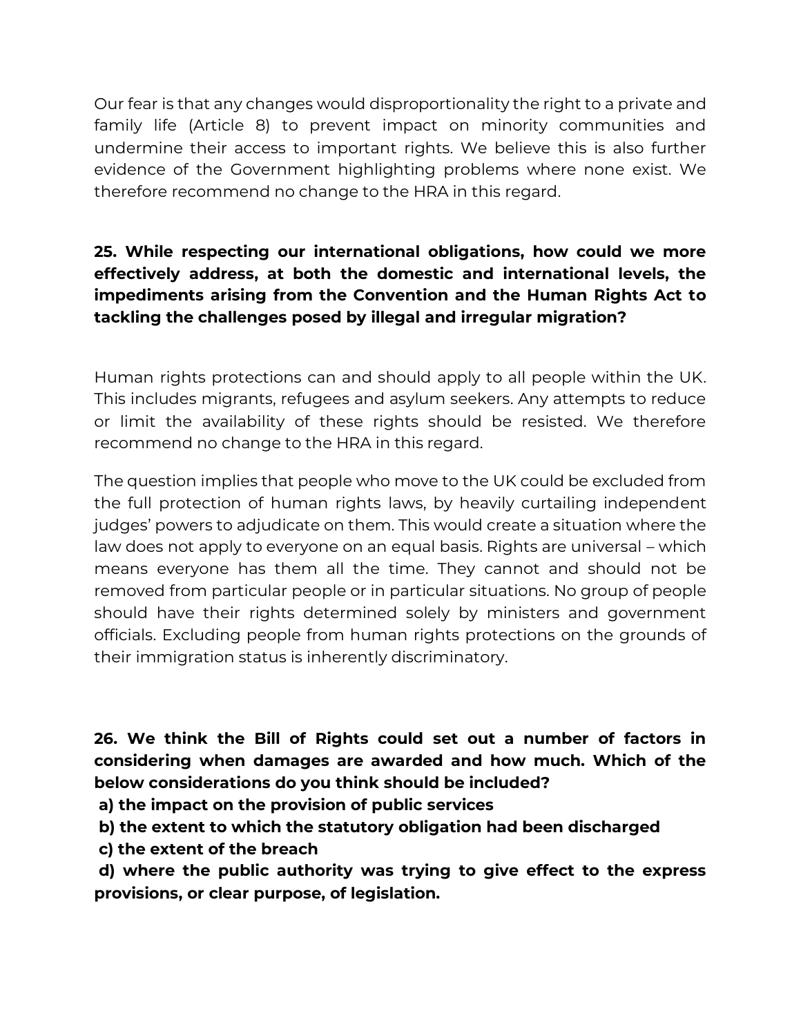Our fear is that any changes would disproportionality the right to a private and family life (Article 8) to prevent impact on minority communities and undermine their access to important rights. We believe this is also further evidence of the Government highlighting problems where none exist. We therefore recommend no change to the HRA in this regard.

**25. While respecting our international obligations, how could we more effectively address, at both the domestic and international levels, the impediments arising from the Convention and the Human Rights Act to tackling the challenges posed by illegal and irregular migration?**

Human rights protections can and should apply to all people within the UK. This includes migrants, refugees and asylum seekers. Any attempts to reduce or limit the availability of these rights should be resisted. We therefore recommend no change to the HRA in this regard.

The question implies that people who move to the UK could be excluded from the full protection of human rights laws, by heavily curtailing independent judges' powers to adjudicate on them. This would create a situation where the law does not apply to everyone on an equal basis. Rights are universal – which means everyone has them all the time. They cannot and should not be removed from particular people or in particular situations. No group of people should have their rights determined solely by ministers and government officials. Excluding people from human rights protections on the grounds of their immigration status is inherently discriminatory.

**26. We think the Bill of Rights could set out a number of factors in considering when damages are awarded and how much. Which of the below considerations do you think should be included?**

**a) the impact on the provision of public services**

**b) the extent to which the statutory obligation had been discharged**

**c) the extent of the breach**

**d) where the public authority was trying to give effect to the express provisions, or clear purpose, of legislation.**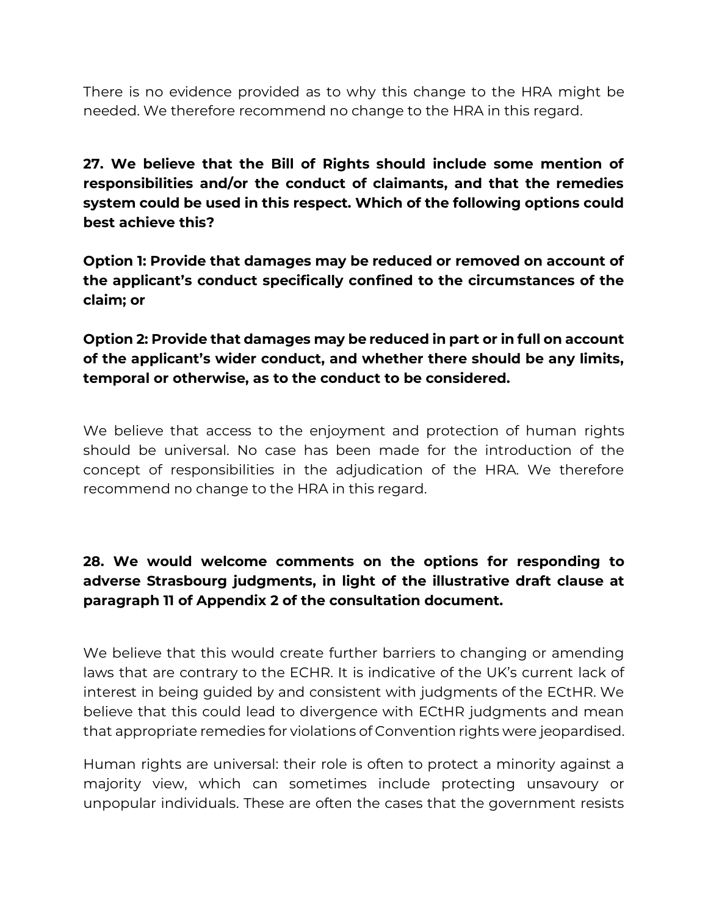There is no evidence provided as to why this change to the HRA might be needed. We therefore recommend no change to the HRA in this regard.

**27. We believe that the Bill of Rights should include some mention of responsibilities and/or the conduct of claimants, and that the remedies system could be used in this respect. Which of the following options could best achieve this?**

**Option 1: Provide that damages may be reduced or removed on account of the applicant's conduct specifically confined to the circumstances of the claim; or**

**Option 2: Provide that damages may be reduced in part or in full on account of the applicant's wider conduct, and whether there should be any limits, temporal or otherwise, as to the conduct to be considered.**

We believe that access to the enjoyment and protection of human rights should be universal. No case has been made for the introduction of the concept of responsibilities in the adjudication of the HRA. We therefore recommend no change to the HRA in this regard.

**28. We would welcome comments on the options for responding to adverse Strasbourg judgments, in light of the illustrative draft clause at paragraph 11 of Appendix 2 of the consultation document.**

We believe that this would create further barriers to changing or amending laws that are contrary to the ECHR. It is indicative of the UK's current lack of interest in being guided by and consistent with judgments of the ECtHR. We believe that this could lead to divergence with ECtHR judgments and mean that appropriate remedies for violations of Convention rights were jeopardised.

Human rights are universal: their role is often to protect a minority against a majority view, which can sometimes include protecting unsavoury or unpopular individuals. These are often the cases that the government resists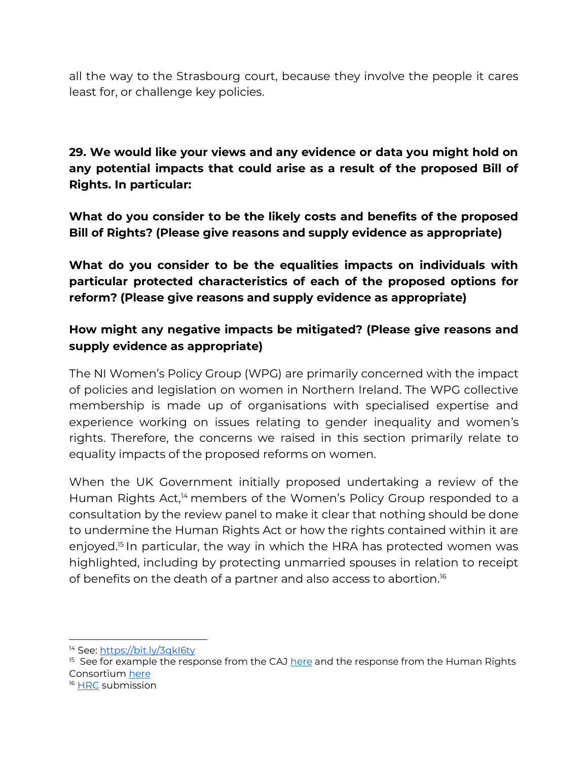all the way to the Strasbourg court, because they involve the people it cares least for, or challenge key policies.

**29. We would like your views and any evidence or data you might hold on any potential impacts that could arise as a result of the proposed Bill of Rights. In particular:**

**What do you consider to be the likely costs and benefits of the proposed Bill of Rights? (Please give reasons and supply evidence as appropriate)**

**What do you consider to be the equalities impacts on individuals with particular protected characteristics of each of the proposed options for reform? (Please give reasons and supply evidence as appropriate)**

**How might any negative impacts be mitigated? (Please give reasons and supply evidence as appropriate)**

The NI Women's Policy Group (WPG) are primarily concerned with the impact of policies and legislation on women in Northern Ireland. The WPG collective membership is made up of organisations with specialised expertise and experience working on issues relating to gender inequality and women's rights. Therefore, the concerns we raised in this section primarily relate to equality impacts of the proposed reforms on women.

When the UK Government initially proposed undertaking a review of the Human Rights Act,[14] members of the Women's Policy Group responded to a consultation by the review panel to make it clear that nothing should be done to undermine the Human Rights Act or how the rights contained within it are enjoyed.[15] In particular, the way in which the HRA has protected women was highlighted, including by protecting unmarried spouses in relation to receipt of benefits on the death of a partner and also access to abortion.[16]

---

[14] See: https://bit.ly/3qkI6ty

[15] See for example the response from the CAJ here and the response from the Human Rights Consortium here

[16] HRC submission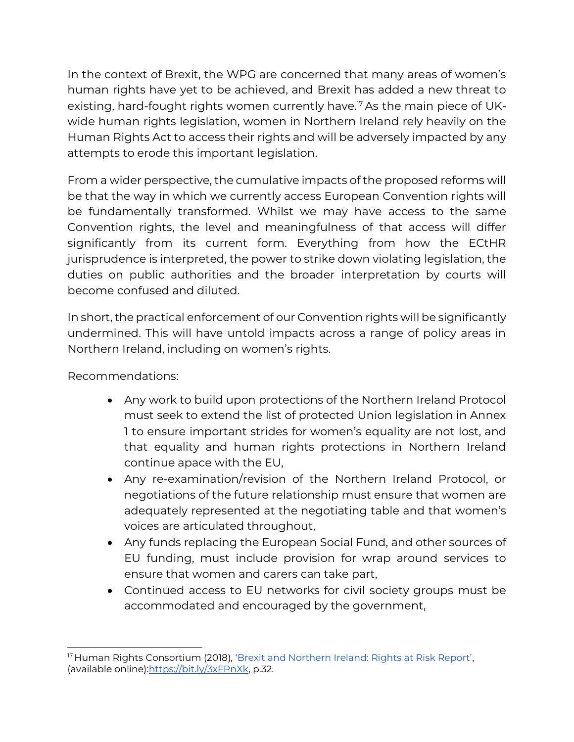In the context of Brexit, the WPG are concerned that many areas of women's human rights have yet to be achieved, and Brexit has added a new threat to existing, hard-fought rights women currently have.[17] As the main piece of UK-wide human rights legislation, women in Northern Ireland rely heavily on the Human Rights Act to access their rights and will be adversely impacted by any attempts to erode this important legislation.

From a wider perspective, the cumulative impacts of the proposed reforms will be that the way in which we currently access European Convention rights will be fundamentally transformed. Whilst we may have access to the same Convention rights, the level and meaningfulness of that access will differ significantly from its current form. Everything from how the ECtHR jurisprudence is interpreted, the power to strike down violating legislation, the duties on public authorities and the broader interpretation by courts will become confused and diluted.

In short, the practical enforcement of our Convention rights will be significantly undermined. This will have untold impacts across a range of policy areas in Northern Ireland, including on women's rights.

Recommendations:

- Any work to build upon protections of the Northern Ireland Protocol must seek to extend the list of protected Union legislation in Annex 1 to ensure important strides for women's equality are not lost, and that equality and human rights protections in Northern Ireland continue apace with the EU,
- Any re-examination/revision of the Northern Ireland Protocol, or negotiations of the future relationship must ensure that women are adequately represented at the negotiating table and that women's voices are articulated throughout,
- Any funds replacing the European Social Fund, and other sources of EU funding, must include provision for wrap around services to ensure that women and carers can take part,
- Continued access to EU networks for civil society groups must be accommodated and encouraged by the government,

---

[17] Human Rights Consortium (2018), 'Brexit and Northern Ireland: Rights at Risk Report', (available online):https://bit.ly/3xFPnXk, p.32.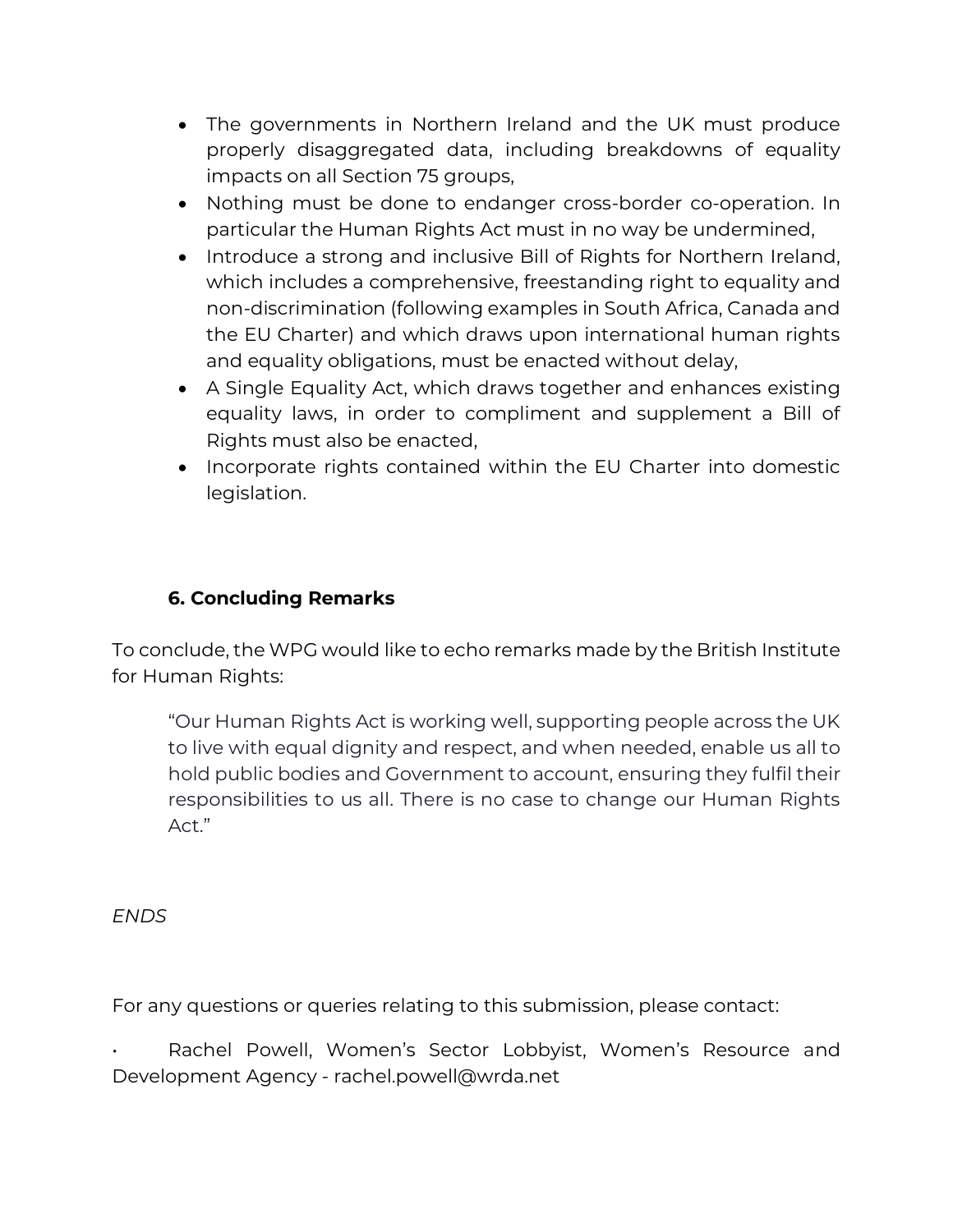- The governments in Northern Ireland and the UK must produce properly disaggregated data, including breakdowns of equality impacts on all Section 75 groups,
- Nothing must be done to endanger cross-border co-operation. In particular the Human Rights Act must in no way be undermined,
- Introduce a strong and inclusive Bill of Rights for Northern Ireland, which includes a comprehensive, freestanding right to equality and non-discrimination (following examples in South Africa, Canada and the EU Charter) and which draws upon international human rights and equality obligations, must be enacted without delay,
- A Single Equality Act, which draws together and enhances existing equality laws, in order to compliment and supplement a Bill of Rights must also be enacted,
- Incorporate rights contained within the EU Charter into domestic legislation.

### 6. Concluding Remarks

To conclude, the WPG would like to echo remarks made by the British Institute for Human Rights:

> "Our Human Rights Act is working well, supporting people across the UK to live with equal dignity and respect, and when needed, enable us all to hold public bodies and Government to account, ensuring they fulfil their responsibilities to us all. There is no case to change our Human Rights Act."

*ENDS*

For any questions or queries relating to this submission, please contact:

- Rachel Powell, Women's Sector Lobbyist, Women's Resource and Development Agency - rachel.powell@wrda.net